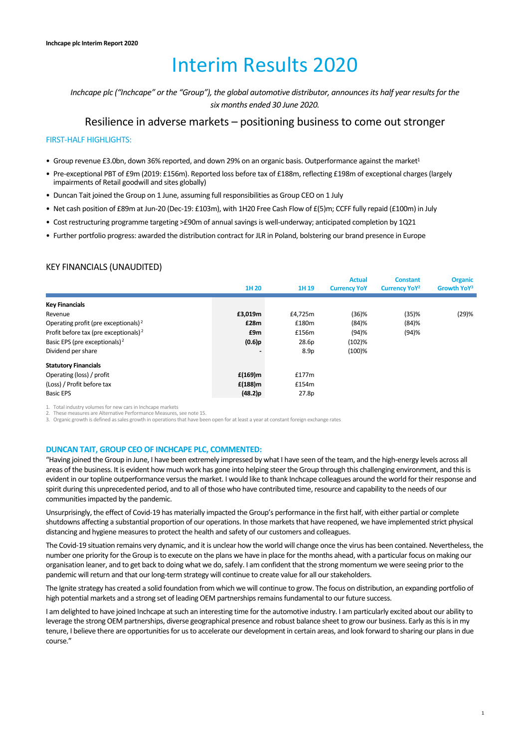# Interim Results 2020

*Inchcape plc ("Inchcape" or the "Group"), the global automotive distributor, announces its half year results for the six months ended 30 June 2020.*

## Resilience in adverse markets – positioning business to come out stronger

### FIRST-HALF HIGHLIGHTS:

- Group revenue £3.0bn, down 36% reported, and down 29% on an organic basis. Outperformance against the market[1]
- Pre-exceptional PBT of £9m (2019: £156m). Reported loss before tax of £188m, reflecting £198m of exceptional charges (largely impairments of Retail goodwill and sites globally)
- Duncan Tait joined the Group on 1 June, assuming full responsibilities as Group CEO on 1 July
- Net cash position of £89m at Jun-20 (Dec-19: £103m), with 1H20 Free Cash Flow of £(5)m; CCFF fully repaid (£100m) in July
- Cost restructuring programme targeting >£90m of annual savings is well-underway; anticipated completion by 1Q21
- Further portfolio progress: awarded the distribution contract for JLR in Poland, bolstering our brand presence in Europe

### KEY FINANCIALS (UNAUDITED)

| | 1H 20 | 1H 19 | Actual Currency YoY | Constant Currency YoY[2] | Organic Growth YoY[3] |
|---|---|---|---|---|---|
| **Key Financials** | | | | | |
| Revenue | **£3,019m** | £4,725m | (36)% | (35)% | (29)% |
| Operating profit (pre exceptionals)[2] | **£28m** | £180m | (84)% | (84)% | |
| Profit before tax (pre exceptionals)[2] | **£9m** | £156m | (94)% | (94)% | |
| Basic EPS (pre exceptionals)[2] | **(0.6)p** | 28.6p | (102)% | | |
| Dividend per share | **-** | 8.9p | (100)% | | |
| **Statutory Financials** | | | | | |
| Operating (loss) / profit | **£(169)m** | £177m | | | |
| (Loss) / Profit before tax | **£(188)m** | £154m | | | |
| Basic EPS | **(48.2)p** | 27.8p | | | |

1. Total industry volumes for new cars in Inchcape markets
2. These measures are Alternative Performance Measures, see note 15.
3. Organic growth is defined as sales growth in operations that have been open for at least a year at constant foreign exchange rates

### DUNCAN TAIT, GROUP CEO OF INCHCAPE PLC, COMMENTED:

"Having joined the Group in June, I have been extremely impressed by what I have seen of the team, and the high-energy levels across all areas of the business. It is evident how much work has gone into helping steer the Group through this challenging environment, and this is evident in our topline outperformance versus the market. I would like to thank Inchcape colleagues around the world for their response and spirit during this unprecedented period, and to all of those who have contributed time, resource and capability to the needs of our communities impacted by the pandemic.

Unsurprisingly, the effect of Covid-19 has materially impacted the Group's performance in the first half, with either partial or complete shutdowns affecting a substantial proportion of our operations. In those markets that have reopened, we have implemented strict physical distancing and hygiene measures to protect the health and safety of our customers and colleagues.

The Covid-19 situation remains very dynamic, and it is unclear how the world will change once the virus has been contained. Nevertheless, the number one priority for the Group is to execute on the plans we have in place for the months ahead, with a particular focus on making our organisation leaner, and to get back to doing what we do, safely. I am confident that the strong momentum we were seeing prior to the pandemic will return and that our long-term strategy will continue to create value for all our stakeholders.

The Ignite strategy has created a solid foundation from which we will continue to grow. The focus on distribution, an expanding portfolio of high potential markets and a strong set of leading OEM partnerships remains fundamental to our future success.

I am delighted to have joined Inchcape at such an interesting time for the automotive industry. I am particularly excited about our ability to leverage the strong OEM partnerships, diverse geographical presence and robust balance sheet to grow our business. Early as this is in my tenure, I believe there are opportunities for us to accelerate our development in certain areas, and look forward to sharing our plans in due course."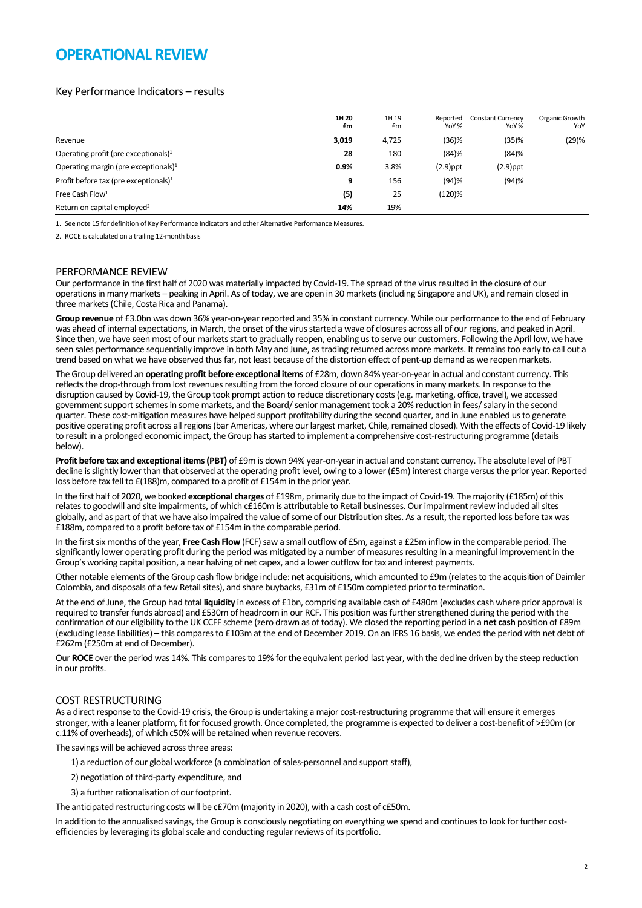# OPERATIONAL REVIEW

## Key Performance Indicators – results

| | 1H 20 £m | 1H 19 £m | Reported YoY % | Constant Currency YoY % | Organic Growth YoY |
|---|---|---|---|---|---|
| Revenue | **3,019** | 4,725 | (36)% | (35)% | (29)% |
| Operating profit (pre exceptionals)[1] | **28** | 180 | (84)% | (84)% | |
| Operating margin (pre exceptionals)[1] | **0.9%** | 3.8% | (2.9)ppt | (2.9)ppt | |
| Profit before tax (pre exceptionals)[1] | **9** | 156 | (94)% | (94)% | |
| Free Cash Flow[1] | **(5)** | 25 | (120)% | | |
| Return on capital employed[2] | **14%** | 19% | | | |

1. See note 15 for definition of Key Performance Indicators and other Alternative Performance Measures.

2. ROCE is calculated on a trailing 12-month basis

## PERFORMANCE REVIEW

Our performance in the first half of 2020 was materially impacted by Covid-19. The spread of the virus resulted in the closure of our operations in many markets – peaking in April. As of today, we are open in 30 markets (including Singapore and UK), and remain closed in three markets (Chile, Costa Rica and Panama).

**Group revenue** of £3.0bn was down 36% year-on-year reported and 35% in constant currency. While our performance to the end of February was ahead of internal expectations, in March, the onset of the virus started a wave of closures across all of our regions, and peaked in April. Since then, we have seen most of our markets start to gradually reopen, enabling us to serve our customers. Following the April low, we have seen sales performance sequentially improve in both May and June, as trading resumed across more markets. It remains too early to call out a trend based on what we have observed thus far, not least because of the distortion effect of pent-up demand as we reopen markets.

The Group delivered an **operating profit before exceptional items** of £28m, down 84% year-on-year in actual and constant currency. This reflects the drop-through from lost revenues resulting from the forced closure of our operations in many markets. In response to the disruption caused by Covid-19, the Group took prompt action to reduce discretionary costs (e.g. marketing, office, travel), we accessed government support schemes in some markets, and the Board/ senior management took a 20% reduction in fees/ salary in the second quarter. These cost-mitigation measures have helped support profitability during the second quarter, and in June enabled us to generate positive operating profit across all regions (bar Americas, where our largest market, Chile, remained closed). With the effects of Covid-19 likely to result in a prolonged economic impact, the Group has started to implement a comprehensive cost-restructuring programme (details below).

**Profit before tax and exceptional items (PBT)** of £9m is down 94% year-on-year in actual and constant currency. The absolute level of PBT decline is slightly lower than that observed at the operating profit level, owing to a lower (£5m) interest charge versus the prior year. Reported loss before tax fell to £(188)m, compared to a profit of £154m in the prior year.

In the first half of 2020, we booked **exceptional charges** of £198m, primarily due to the impact of Covid-19. The majority (£185m) of this relates to goodwill and site impairments, of which c£160m is attributable to Retail businesses. Our impairment review included all sites globally, and as part of that we have also impaired the value of some of our Distribution sites. As a result, the reported loss before tax was £188m, compared to a profit before tax of £154m in the comparable period.

In the first six months of the year, **Free Cash Flow** (FCF) saw a small outflow of £5m, against a £25m inflow in the comparable period. The significantly lower operating profit during the period was mitigated by a number of measures resulting in a meaningful improvement in the Group's working capital position, a near halving of net capex, and a lower outflow for tax and interest payments.

Other notable elements of the Group cash flow bridge include: net acquisitions, which amounted to £9m (relates to the acquisition of Daimler Colombia, and disposals of a few Retail sites), and share buybacks, £31m of £150m completed prior to termination.

At the end of June, the Group had total **liquidity** in excess of £1bn, comprising available cash of £480m (excludes cash where prior approval is required to transfer funds abroad) and £530m of headroom in our RCF. This position was further strengthened during the period with the confirmation of our eligibility to the UK CCFF scheme (zero drawn as of today). We closed the reporting period in a **net cash** position of £89m (excluding lease liabilities) – this compares to £103m at the end of December 2019. On an IFRS 16 basis, we ended the period with net debt of £262m (£250m at end of December).

Our **ROCE** over the period was 14%. This compares to 19% for the equivalent period last year, with the decline driven by the steep reduction in our profits.

## COST RESTRUCTURING

As a direct response to the Covid-19 crisis, the Group is undertaking a major cost-restructuring programme that will ensure it emerges stronger, with a leaner platform, fit for focused growth. Once completed, the programme is expected to deliver a cost-benefit of >£90m (or c.11% of overheads), of which c50% will be retained when revenue recovers.

The savings will be achieved across three areas:

1) a reduction of our global workforce (a combination of sales-personnel and support staff),

2) negotiation of third-party expenditure, and

3) a further rationalisation of our footprint.

The anticipated restructuring costs will be c£70m (majority in 2020), with a cash cost of c£50m.

In addition to the annualised savings, the Group is consciously negotiating on everything we spend and continues to look for further cost-efficiencies by leveraging its global scale and conducting regular reviews of its portfolio.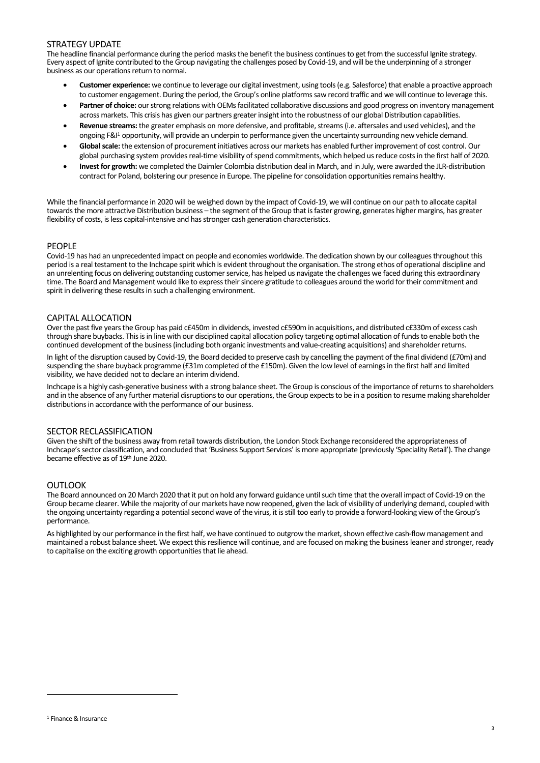## STRATEGY UPDATE

The headline financial performance during the period masks the benefit the business continues to get from the successful Ignite strategy. Every aspect of Ignite contributed to the Group navigating the challenges posed by Covid-19, and will be the underpinning of a stronger business as our operations return to normal.

- **Customer experience:** we continue to leverage our digital investment, using tools (e.g. Salesforce) that enable a proactive approach to customer engagement. During the period, the Group's online platforms saw record traffic and we will continue to leverage this.
- **Partner of choice:** our strong relations with OEMs facilitated collaborative discussions and good progress on inventory management across markets. This crisis has given our partners greater insight into the robustness of our global Distribution capabilities.
- **Revenue streams:** the greater emphasis on more defensive, and profitable, streams (i.e. aftersales and used vehicles), and the ongoing F&I[1] opportunity, will provide an underpin to performance given the uncertainty surrounding new vehicle demand.
- **Global scale:** the extension of procurement initiatives across our markets has enabled further improvement of cost control. Our global purchasing system provides real-time visibility of spend commitments, which helped us reduce costs in the first half of 2020.
- **Invest for growth:** we completed the Daimler Colombia distribution deal in March, and in July, were awarded the JLR-distribution contract for Poland, bolstering our presence in Europe. The pipeline for consolidation opportunities remains healthy.

While the financial performance in 2020 will be weighed down by the impact of Covid-19, we will continue on our path to allocate capital towards the more attractive Distribution business – the segment of the Group that is faster growing, generates higher margins, has greater flexibility of costs, is less capital-intensive and has stronger cash generation characteristics.

## PEOPLE

Covid-19 has had an unprecedented impact on people and economies worldwide. The dedication shown by our colleagues throughout this period is a real testament to the Inchcape spirit which is evident throughout the organisation. The strong ethos of operational discipline and an unrelenting focus on delivering outstanding customer service, has helped us navigate the challenges we faced during this extraordinary time. The Board and Management would like to express their sincere gratitude to colleagues around the world for their commitment and spirit in delivering these results in such a challenging environment.

## CAPITAL ALLOCATION

Over the past five years the Group has paid c£450m in dividends, invested c£590m in acquisitions, and distributed c£330m of excess cash through share buybacks. This is in line with our disciplined capital allocation policy targeting optimal allocation of funds to enable both the continued development of the business (including both organic investments and value-creating acquisitions) and shareholder returns.

In light of the disruption caused by Covid-19, the Board decided to preserve cash by cancelling the payment of the final dividend (£70m) and suspending the share buyback programme (£31m completed of the £150m). Given the low level of earnings in the first half and limited visibility, we have decided not to declare an interim dividend.

Inchcape is a highly cash-generative business with a strong balance sheet. The Group is conscious of the importance of returns to shareholders and in the absence of any further material disruptions to our operations, the Group expects to be in a position to resume making shareholder distributions in accordance with the performance of our business.

## SECTOR RECLASSIFICATION

Given the shift of the business away from retail towards distribution, the London Stock Exchange reconsidered the appropriateness of Inchcape's sector classification, and concluded that 'Business Support Services' is more appropriate (previously 'Speciality Retail'). The change became effective as of 19th June 2020.

## OUTLOOK

The Board announced on 20 March 2020 that it put on hold any forward guidance until such time that the overall impact of Covid-19 on the Group became clearer. While the majority of our markets have now reopened, given the lack of visibility of underlying demand, coupled with the ongoing uncertainty regarding a potential second wave of the virus, it is still too early to provide a forward-looking view of the Group's performance.

As highlighted by our performance in the first half, we have continued to outgrow the market, shown effective cash-flow management and maintained a robust balance sheet. We expect this resilience will continue, and are focused on making the business leaner and stronger, ready to capitalise on the exciting growth opportunities that lie ahead.

---

[1] Finance & Insurance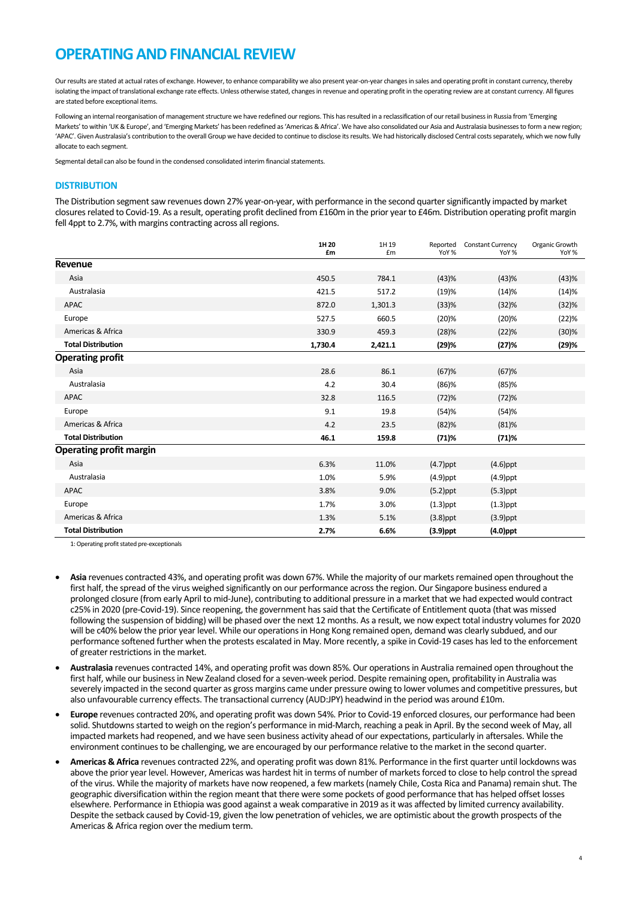# OPERATING AND FINANCIAL REVIEW

Our results are stated at actual rates of exchange. However, to enhance comparability we also present year-on-year changes in sales and operating profit in constant currency, thereby isolating the impact of translational exchange rate effects. Unless otherwise stated, changes in revenue and operating profit in the operating review are at constant currency. All figures are stated before exceptional items.

Following an internal reorganisation of management structure we have redefined our regions. This has resulted in a reclassification of our retail business in Russia from 'Emerging Markets' to within 'UK & Europe', and 'Emerging Markets' has been redefined as 'Americas & Africa'. We have also consolidated our Asia and Australasia businesses to form a new region; 'APAC'. Given Australasia's contribution to the overall Group we have decided to continue to disclose its results. We had historically disclosed Central costs separately, which we now fully allocate to each segment.

Segmental detail can also be found in the condensed consolidated interim financial statements.

## DISTRIBUTION

The Distribution segment saw revenues down 27% year-on-year, with performance in the second quarter significantly impacted by market closures related to Covid-19. As a result, operating profit declined from £160m in the prior year to £46m. Distribution operating profit margin fell 4ppt to 2.7%, with margins contracting across all regions.

| | 1H 20 £m | 1H 19 £m | Reported YoY % | Constant Currency YoY % | Organic Growth YoY % |
|---|---|---|---|---|---|
| **Revenue** | | | | | |
| Asia | 450.5 | 784.1 | (43)% | (43)% | (43)% |
| Australasia | 421.5 | 517.2 | (19)% | (14)% | (14)% |
| APAC | 872.0 | 1,301.3 | (33)% | (32)% | (32)% |
| Europe | 527.5 | 660.5 | (20)% | (20)% | (22)% |
| Americas & Africa | 330.9 | 459.3 | (28)% | (22)% | (30)% |
| **Total Distribution** | **1,730.4** | **2,421.1** | **(29)%** | **(27)%** | **(29)%** |
| **Operating profit** | | | | | |
| Asia | 28.6 | 86.1 | (67)% | (67)% | |
| Australasia | 4.2 | 30.4 | (86)% | (85)% | |
| APAC | 32.8 | 116.5 | (72)% | (72)% | |
| Europe | 9.1 | 19.8 | (54)% | (54)% | |
| Americas & Africa | 4.2 | 23.5 | (82)% | (81)% | |
| **Total Distribution** | **46.1** | **159.8** | **(71)%** | **(71)%** | |
| **Operating profit margin** | | | | | |
| Asia | 6.3% | 11.0% | (4.7)ppt | (4.6)ppt | |
| Australasia | 1.0% | 5.9% | (4.9)ppt | (4.9)ppt | |
| APAC | 3.8% | 9.0% | (5.2)ppt | (5.3)ppt | |
| Europe | 1.7% | 3.0% | (1.3)ppt | (1.3)ppt | |
| Americas & Africa | 1.3% | 5.1% | (3.8)ppt | (3.9)ppt | |
| **Total Distribution** | **2.7%** | **6.6%** | **(3.9)ppt** | **(4.0)ppt** | |

1: Operating profit stated pre-exceptionals

- **Asia** revenues contracted 43%, and operating profit was down 67%. While the majority of our markets remained open throughout the first half, the spread of the virus weighed significantly on our performance across the region. Our Singapore business endured a prolonged closure (from early April to mid-June), contributing to additional pressure in a market that we had expected would contract c25% in 2020 (pre-Covid-19). Since reopening, the government has said that the Certificate of Entitlement quota (that was missed following the suspension of bidding) will be phased over the next 12 months. As a result, we now expect total industry volumes for 2020 will be c40% below the prior year level. While our operations in Hong Kong remained open, demand was clearly subdued, and our performance softened further when the protests escalated in May. More recently, a spike in Covid-19 cases has led to the enforcement of greater restrictions in the market.
- **Australasia** revenues contracted 14%, and operating profit was down 85%. Our operations in Australia remained open throughout the first half, while our business in New Zealand closed for a seven-week period. Despite remaining open, profitability in Australia was severely impacted in the second quarter as gross margins came under pressure owing to lower volumes and competitive pressures, but also unfavourable currency effects. The transactional currency (AUD:JPY) headwind in the period was around £10m.
- **Europe** revenues contracted 20%, and operating profit was down 54%. Prior to Covid-19 enforced closures, our performance had been solid. Shutdowns started to weigh on the region's performance in mid-March, reaching a peak in April. By the second week of May, all impacted markets had reopened, and we have seen business activity ahead of our expectations, particularly in aftersales. While the environment continues to be challenging, we are encouraged by our performance relative to the market in the second quarter.
- **Americas & Africa** revenues contracted 22%, and operating profit was down 81%. Performance in the first quarter until lockdowns was above the prior year level. However, Americas was hardest hit in terms of number of markets forced to close to help control the spread of the virus. While the majority of markets have now reopened, a few markets (namely Chile, Costa Rica and Panama) remain shut. The geographic diversification within the region meant that there were some pockets of good performance that has helped offset losses elsewhere. Performance in Ethiopia was good against a weak comparative in 2019 as it was affected by limited currency availability. Despite the setback caused by Covid-19, given the low penetration of vehicles, we are optimistic about the growth prospects of the Americas & Africa region over the medium term.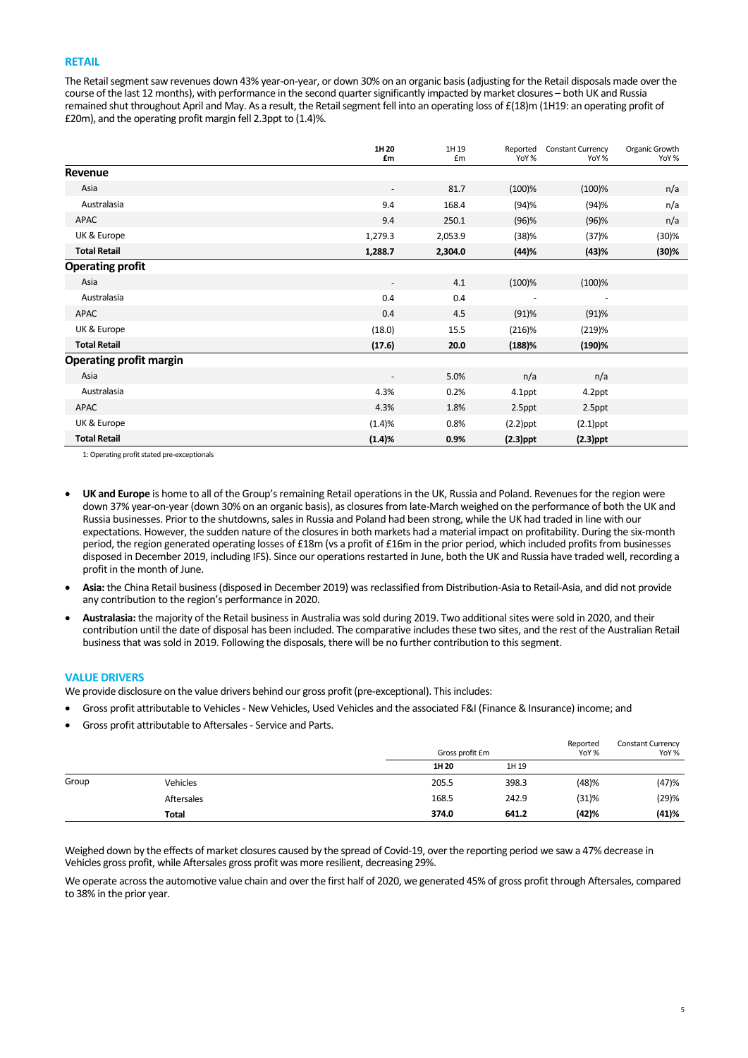## RETAIL

The Retail segment saw revenues down 43% year-on-year, or down 30% on an organic basis (adjusting for the Retail disposals made over the course of the last 12 months), with performance in the second quarter significantly impacted by market closures – both UK and Russia remained shut throughout April and May. As a result, the Retail segment fell into an operating loss of £(18)m (1H19: an operating profit of £20m), and the operating profit margin fell 2.3ppt to (1.4)%.

| | 1H 20 £m | 1H 19 £m | Reported YoY % | Constant Currency YoY % | Organic Growth YoY % |
|---|---|---|---|---|---|
| **Revenue** | | | | | |
| Asia | - | 81.7 | (100)% | (100)% | n/a |
| Australasia | 9.4 | 168.4 | (94)% | (94)% | n/a |
| APAC | 9.4 | 250.1 | (96)% | (96)% | n/a |
| UK & Europe | 1,279.3 | 2,053.9 | (38)% | (37)% | (30)% |
| **Total Retail** | **1,288.7** | **2,304.0** | **(44)%** | **(43)%** | **(30)%** |
| **Operating profit** | | | | | |
| Asia | - | 4.1 | (100)% | (100)% | |
| Australasia | 0.4 | 0.4 | - | - | |
| APAC | 0.4 | 4.5 | (91)% | (91)% | |
| UK & Europe | (18.0) | 15.5 | (216)% | (219)% | |
| **Total Retail** | **(17.6)** | **20.0** | **(188)%** | **(190)%** | |
| **Operating profit margin** | | | | | |
| Asia | - | 5.0% | n/a | n/a | |
| Australasia | 4.3% | 0.2% | 4.1ppt | 4.2ppt | |
| APAC | 4.3% | 1.8% | 2.5ppt | 2.5ppt | |
| UK & Europe | (1.4)% | 0.8% | (2.2)ppt | (2.1)ppt | |
| **Total Retail** | **(1.4)%** | **0.9%** | **(2.3)ppt** | **(2.3)ppt** | |

1: Operating profit stated pre-exceptionals

- **UK and Europe** is home to all of the Group's remaining Retail operations in the UK, Russia and Poland. Revenues for the region were down 37% year-on-year (down 30% on an organic basis), as closures from late-March weighed on the performance of both the UK and Russia businesses. Prior to the shutdowns, sales in Russia and Poland had been strong, while the UK had traded in line with our expectations. However, the sudden nature of the closures in both markets had a material impact on profitability. During the six-month period, the region generated operating losses of £18m (vs a profit of £16m in the prior period, which included profits from businesses disposed in December 2019, including IFS). Since our operations restarted in June, both the UK and Russia have traded well, recording a profit in the month of June.
- **Asia:** the China Retail business (disposed in December 2019) was reclassified from Distribution-Asia to Retail-Asia, and did not provide any contribution to the region's performance in 2020.
- **Australasia:** the majority of the Retail business in Australia was sold during 2019. Two additional sites were sold in 2020, and their contribution until the date of disposal has been included. The comparative includes these two sites, and the rest of the Australian Retail business that was sold in 2019. Following the disposals, there will be no further contribution to this segment.

## VALUE DRIVERS

We provide disclosure on the value drivers behind our gross profit (pre-exceptional). This includes:

- Gross profit attributable to Vehicles - New Vehicles, Used Vehicles and the associated F&I (Finance & Insurance) income; and
- Gross profit attributable to Aftersales - Service and Parts.

| | | Gross profit £m | | Reported YoY % | Constant Currency YoY % |
|---|---|---|---|---|---|
| | | 1H 20 | 1H 19 | | |
| Group | Vehicles | 205.5 | 398.3 | (48)% | (47)% |
| | Aftersales | 168.5 | 242.9 | (31)% | (29)% |
| | **Total** | **374.0** | **641.2** | **(42)%** | **(41)%** |

Weighed down by the effects of market closures caused by the spread of Covid-19, over the reporting period we saw a 47% decrease in Vehicles gross profit, while Aftersales gross profit was more resilient, decreasing 29%.

We operate across the automotive value chain and over the first half of 2020, we generated 45% of gross profit through Aftersales, compared to 38% in the prior year.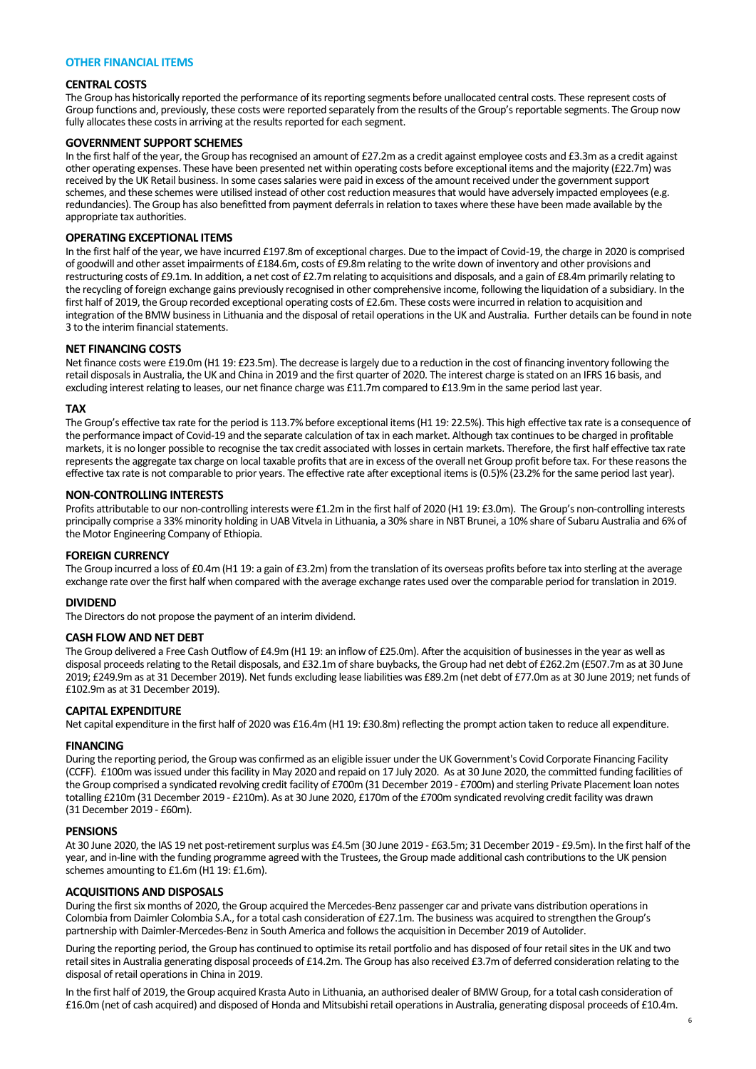## OTHER FINANCIAL ITEMS

### CENTRAL COSTS

The Group has historically reported the performance of its reporting segments before unallocated central costs. These represent costs of Group functions and, previously, these costs were reported separately from the results of the Group's reportable segments. The Group now fully allocates these costs in arriving at the results reported for each segment.

### GOVERNMENT SUPPORT SCHEMES

In the first half of the year, the Group has recognised an amount of £27.2m as a credit against employee costs and £3.3m as a credit against other operating expenses. These have been presented net within operating costs before exceptional items and the majority (£22.7m) was received by the UK Retail business. In some cases salaries were paid in excess of the amount received under the government support schemes, and these schemes were utilised instead of other cost reduction measures that would have adversely impacted employees (e.g. redundancies). The Group has also benefitted from payment deferrals in relation to taxes where these have been made available by the appropriate tax authorities.

### OPERATING EXCEPTIONAL ITEMS

In the first half of the year, we have incurred £197.8m of exceptional charges. Due to the impact of Covid-19, the charge in 2020 is comprised of goodwill and other asset impairments of £184.6m, costs of £9.8m relating to the write down of inventory and other provisions and restructuring costs of £9.1m. In addition, a net cost of £2.7m relating to acquisitions and disposals, and a gain of £8.4m primarily relating to the recycling of foreign exchange gains previously recognised in other comprehensive income, following the liquidation of a subsidiary. In the first half of 2019, the Group recorded exceptional operating costs of £2.6m. These costs were incurred in relation to acquisition and integration of the BMW business in Lithuania and the disposal of retail operations in the UK and Australia. Further details can be found in note 3 to the interim financial statements.

### NET FINANCING COSTS

Net finance costs were £19.0m (H1 19: £23.5m). The decrease is largely due to a reduction in the cost of financing inventory following the retail disposals in Australia, the UK and China in 2019 and the first quarter of 2020. The interest charge is stated on an IFRS 16 basis, and excluding interest relating to leases, our net finance charge was £11.7m compared to £13.9m in the same period last year.

### TAX

The Group's effective tax rate for the period is 113.7% before exceptional items (H1 19: 22.5%). This high effective tax rate is a consequence of the performance impact of Covid-19 and the separate calculation of tax in each market. Although tax continues to be charged in profitable markets, it is no longer possible to recognise the tax credit associated with losses in certain markets. Therefore, the first half effective tax rate represents the aggregate tax charge on local taxable profits that are in excess of the overall net Group profit before tax. For these reasons the effective tax rate is not comparable to prior years. The effective rate after exceptional items is (0.5)% (23.2% for the same period last year).

### NON-CONTROLLING INTERESTS

Profits attributable to our non-controlling interests were £1.2m in the first half of 2020 (H1 19: £3.0m). The Group's non-controlling interests principally comprise a 33% minority holding in UAB Vitvela in Lithuania, a 30% share in NBT Brunei, a 10% share of Subaru Australia and 6% of the Motor Engineering Company of Ethiopia.

### FOREIGN CURRENCY

The Group incurred a loss of £0.4m (H1 19: a gain of £3.2m) from the translation of its overseas profits before tax into sterling at the average exchange rate over the first half when compared with the average exchange rates used over the comparable period for translation in 2019.

### DIVIDEND

The Directors do not propose the payment of an interim dividend.

### CASH FLOW AND NET DEBT

The Group delivered a Free Cash Outflow of £4.9m (H1 19: an inflow of £25.0m). After the acquisition of businesses in the year as well as disposal proceeds relating to the Retail disposals, and £32.1m of share buybacks, the Group had net debt of £262.2m (£507.7m as at 30 June 2019; £249.9m as at 31 December 2019). Net funds excluding lease liabilities was £89.2m (net debt of £77.0m as at 30 June 2019; net funds of £102.9m as at 31 December 2019).

### CAPITAL EXPENDITURE

Net capital expenditure in the first half of 2020 was £16.4m (H1 19: £30.8m) reflecting the prompt action taken to reduce all expenditure.

### FINANCING

During the reporting period, the Group was confirmed as an eligible issuer under the UK Government's Covid Corporate Financing Facility (CCFF). £100m was issued under this facility in May 2020 and repaid on 17 July 2020. As at 30 June 2020, the committed funding facilities of the Group comprised a syndicated revolving credit facility of £700m (31 December 2019 - £700m) and sterling Private Placement loan notes totalling £210m (31 December 2019 - £210m). As at 30 June 2020, £170m of the £700m syndicated revolving credit facility was drawn (31 December 2019 - £60m).

### PENSIONS

At 30 June 2020, the IAS 19 net post-retirement surplus was £4.5m (30 June 2019 - £63.5m; 31 December 2019 - £9.5m). In the first half of the year, and in-line with the funding programme agreed with the Trustees, the Group made additional cash contributions to the UK pension schemes amounting to £1.6m (H1 19: £1.6m).

### ACQUISITIONS AND DISPOSALS

During the first six months of 2020, the Group acquired the Mercedes-Benz passenger car and private vans distribution operations in Colombia from Daimler Colombia S.A., for a total cash consideration of £27.1m. The business was acquired to strengthen the Group's partnership with Daimler-Mercedes-Benz in South America and follows the acquisition in December 2019 of Autolider.

During the reporting period, the Group has continued to optimise its retail portfolio and has disposed of four retail sites in the UK and two retail sites in Australia generating disposal proceeds of £14.2m. The Group has also received £3.7m of deferred consideration relating to the disposal of retail operations in China in 2019.

In the first half of 2019, the Group acquired Krasta Auto in Lithuania, an authorised dealer of BMW Group, for a total cash consideration of £16.0m (net of cash acquired) and disposed of Honda and Mitsubishi retail operations in Australia, generating disposal proceeds of £10.4m.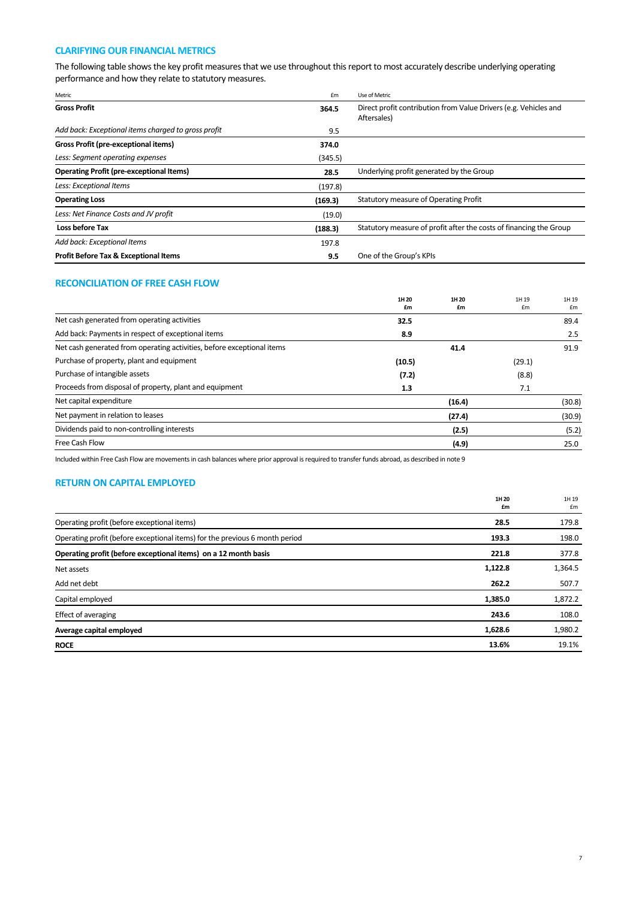## CLARIFYING OUR FINANCIAL METRICS

The following table shows the key profit measures that we use throughout this report to most accurately describe underlying operating performance and how they relate to statutory measures.

| Metric | £m | Use of Metric |
|---|---|---|
| **Gross Profit** | **364.5** | Direct profit contribution from Value Drivers (e.g. Vehicles and Aftersales) |
| *Add back: Exceptional items charged to gross profit* | 9.5 | |
| **Gross Profit (pre-exceptional items)** | **374.0** | |
| *Less: Segment operating expenses* | (345.5) | |
| **Operating Profit (pre-exceptional Items)** | **28.5** | Underlying profit generated by the Group |
| *Less: Exceptional Items* | (197.8) | |
| **Operating Loss** | **(169.3)** | Statutory measure of Operating Profit |
| *Less: Net Finance Costs and JV profit* | (19.0) | |
| **Loss before Tax** | **(188.3)** | Statutory measure of profit after the costs of financing the Group |
| *Add back: Exceptional Items* | 197.8 | |
| **Profit Before Tax & Exceptional Items** | **9.5** | One of the Group's KPIs |

## RECONCILIATION OF FREE CASH FLOW

| | **1H 20 £m** | **1H 20 £m** | 1H 19 £m | 1H 19 £m |
|---|---|---|---|---|
| Net cash generated from operating activities | **32.5** | | | 89.4 |
| Add back: Payments in respect of exceptional items | **8.9** | | | 2.5 |
| Net cash generated from operating activities, before exceptional items | | **41.4** | | 91.9 |
| Purchase of property, plant and equipment | **(10.5)** | | (29.1) | |
| Purchase of intangible assets | **(7.2)** | | (8.8) | |
| Proceeds from disposal of property, plant and equipment | **1.3** | | 7.1 | |
| Net capital expenditure | | **(16.4)** | | (30.8) |
| Net payment in relation to leases | | **(27.4)** | | (30.9) |
| Dividends paid to non-controlling interests | | **(2.5)** | | (5.2) |
| Free Cash Flow | | **(4.9)** | | 25.0 |

Included within Free Cash Flow are movements in cash balances where prior approval is required to transfer funds abroad, as described in note 9

## RETURN ON CAPITAL EMPLOYED

| | **1H 20 £m** | 1H 19 £m |
|---|---|---|
| Operating profit (before exceptional items) | **28.5** | 179.8 |
| Operating profit (before exceptional items) for the previous 6 month period | **193.3** | 198.0 |
| **Operating profit (before exceptional items) on a 12 month basis** | **221.8** | 377.8 |
| Net assets | **1,122.8** | 1,364.5 |
| Add net debt | **262.2** | 507.7 |
| Capital employed | **1,385.0** | 1,872.2 |
| Effect of averaging | **243.6** | 108.0 |
| **Average capital employed** | **1,628.6** | 1,980.2 |
| **ROCE** | **13.6%** | 19.1% |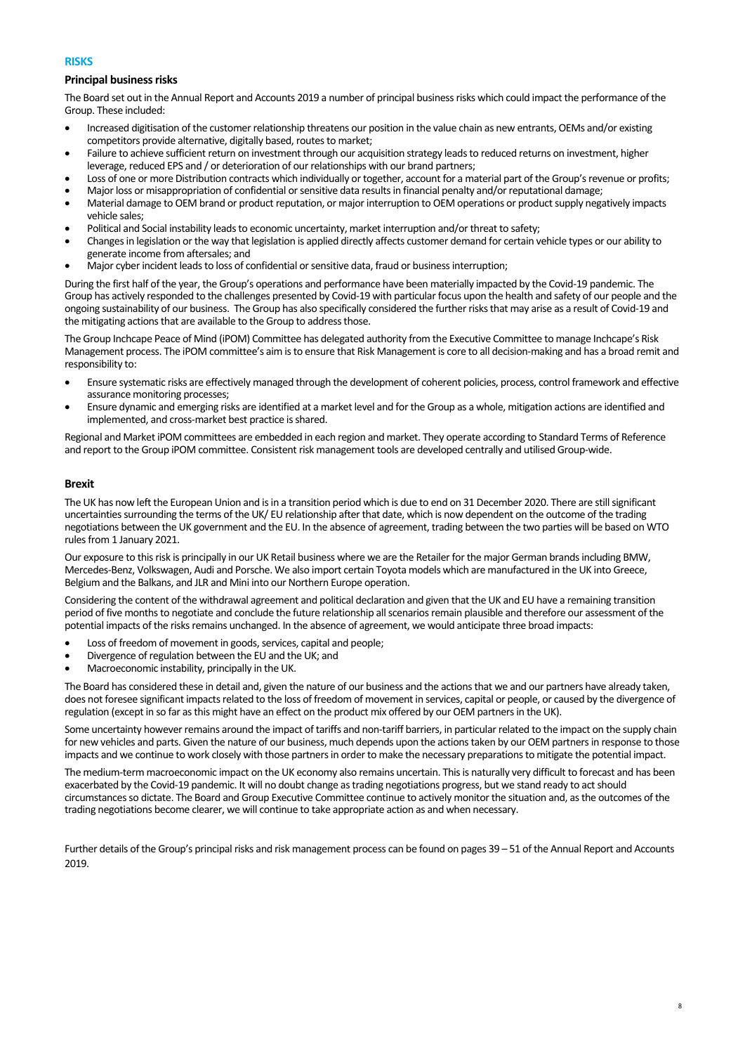## RISKS

### Principal business risks

The Board set out in the Annual Report and Accounts 2019 a number of principal business risks which could impact the performance of the Group. These included:

- Increased digitisation of the customer relationship threatens our position in the value chain as new entrants, OEMs and/or existing competitors provide alternative, digitally based, routes to market;
- Failure to achieve sufficient return on investment through our acquisition strategy leads to reduced returns on investment, higher leverage, reduced EPS and / or deterioration of our relationships with our brand partners;
- Loss of one or more Distribution contracts which individually or together, account for a material part of the Group's revenue or profits;
- Major loss or misappropriation of confidential or sensitive data results in financial penalty and/or reputational damage;
- Material damage to OEM brand or product reputation, or major interruption to OEM operations or product supply negatively impacts vehicle sales;
- Political and Social instability leads to economic uncertainty, market interruption and/or threat to safety;
- Changes in legislation or the way that legislation is applied directly affects customer demand for certain vehicle types or our ability to generate income from aftersales; and
- Major cyber incident leads to loss of confidential or sensitive data, fraud or business interruption;

During the first half of the year, the Group's operations and performance have been materially impacted by the Covid-19 pandemic. The Group has actively responded to the challenges presented by Covid-19 with particular focus upon the health and safety of our people and the ongoing sustainability of our business. The Group has also specifically considered the further risks that may arise as a result of Covid-19 and the mitigating actions that are available to the Group to address those.

The Group Inchcape Peace of Mind (iPOM) Committee has delegated authority from the Executive Committee to manage Inchcape's Risk Management process. The iPOM committee's aim is to ensure that Risk Management is core to all decision-making and has a broad remit and responsibility to:

- Ensure systematic risks are effectively managed through the development of coherent policies, process, control framework and effective assurance monitoring processes;
- Ensure dynamic and emerging risks are identified at a market level and for the Group as a whole, mitigation actions are identified and implemented, and cross-market best practice is shared.

Regional and Market iPOM committees are embedded in each region and market. They operate according to Standard Terms of Reference and report to the Group iPOM committee. Consistent risk management tools are developed centrally and utilised Group-wide.

### Brexit

The UK has now left the European Union and is in a transition period which is due to end on 31 December 2020. There are still significant uncertainties surrounding the terms of the UK/ EU relationship after that date, which is now dependent on the outcome of the trading negotiations between the UK government and the EU. In the absence of agreement, trading between the two parties will be based on WTO rules from 1 January 2021.

Our exposure to this risk is principally in our UK Retail business where we are the Retailer for the major German brands including BMW, Mercedes-Benz, Volkswagen, Audi and Porsche. We also import certain Toyota models which are manufactured in the UK into Greece, Belgium and the Balkans, and JLR and Mini into our Northern Europe operation.

Considering the content of the withdrawal agreement and political declaration and given that the UK and EU have a remaining transition period of five months to negotiate and conclude the future relationship all scenarios remain plausible and therefore our assessment of the potential impacts of the risks remains unchanged. In the absence of agreement, we would anticipate three broad impacts:

- Loss of freedom of movement in goods, services, capital and people;
- Divergence of regulation between the EU and the UK; and
- Macroeconomic instability, principally in the UK.

The Board has considered these in detail and, given the nature of our business and the actions that we and our partners have already taken, does not foresee significant impacts related to the loss of freedom of movement in services, capital or people, or caused by the divergence of regulation (except in so far as this might have an effect on the product mix offered by our OEM partners in the UK).

Some uncertainty however remains around the impact of tariffs and non-tariff barriers, in particular related to the impact on the supply chain for new vehicles and parts. Given the nature of our business, much depends upon the actions taken by our OEM partners in response to those impacts and we continue to work closely with those partners in order to make the necessary preparations to mitigate the potential impact.

The medium-term macroeconomic impact on the UK economy also remains uncertain. This is naturally very difficult to forecast and has been exacerbated by the Covid-19 pandemic. It will no doubt change as trading negotiations progress, but we stand ready to act should circumstances so dictate. The Board and Group Executive Committee continue to actively monitor the situation and, as the outcomes of the trading negotiations become clearer, we will continue to take appropriate action as and when necessary.

Further details of the Group's principal risks and risk management process can be found on pages 39 – 51 of the Annual Report and Accounts 2019.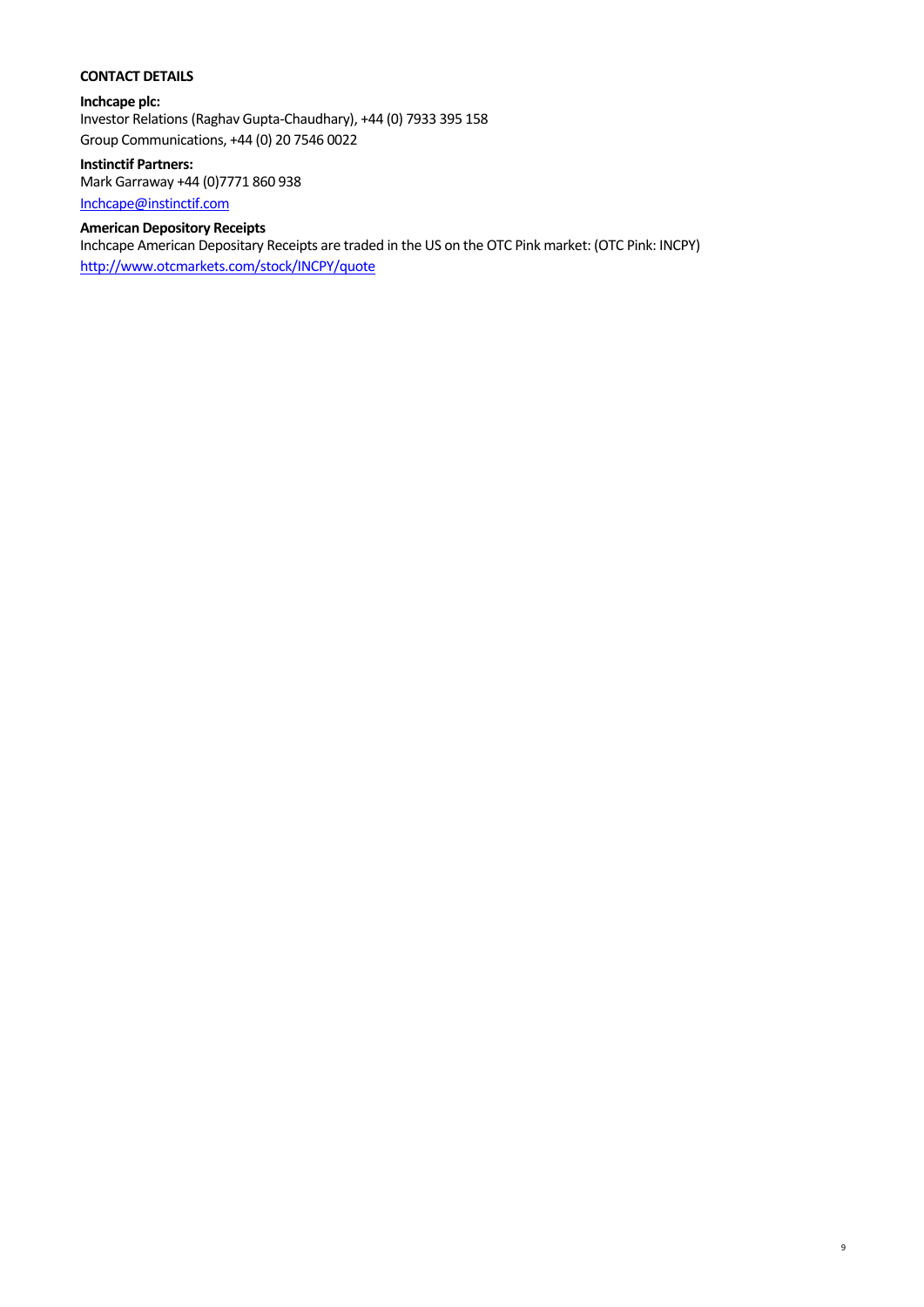## CONTACT DETAILS

**Inchcape plc:**
Investor Relations (Raghav Gupta-Chaudhary), +44 (0) 7933 395 158
Group Communications, +44 (0) 20 7546 0022

**Instinctif Partners:**
Mark Garraway +44 (0)7771 860 938
Inchcape@instinctif.com

**American Depository Receipts**
Inchcape American Depositary Receipts are traded in the US on the OTC Pink market: (OTC Pink: INCPY)
http://www.otcmarkets.com/stock/INCPY/quote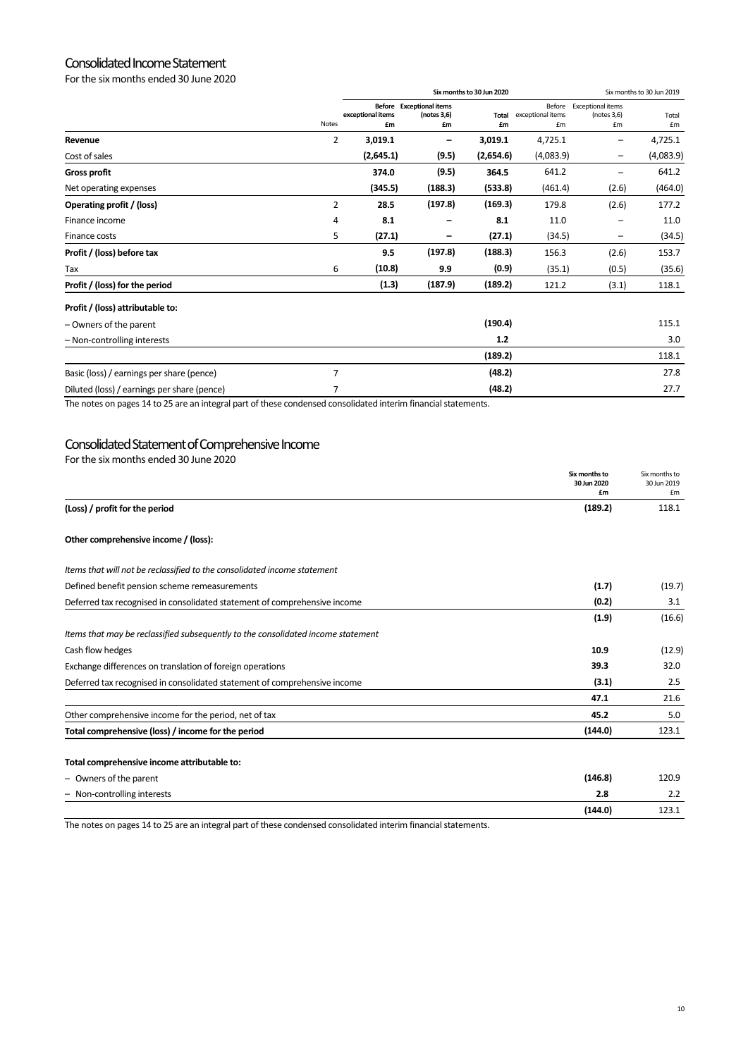# Consolidated Income Statement

For the six months ended 30 June 2020

| | Notes | Six months to 30 Jun 2020 Before exceptional items £m | Exceptional items (notes 3,6) £m | Total £m | Six months to 30 Jun 2019 Before exceptional items £m | Exceptional items (notes 3,6) £m | Total £m |
|---|---|---|---|---|---|---|---|
| **Revenue** | 2 | **3,019.1** | **–** | **3,019.1** | 4,725.1 | – | 4,725.1 |
| Cost of sales | | **(2,645.1)** | **(9.5)** | **(2,654.6)** | (4,083.9) | – | (4,083.9) |
| **Gross profit** | | **374.0** | **(9.5)** | **364.5** | 641.2 | – | 641.2 |
| Net operating expenses | | **(345.5)** | **(188.3)** | **(533.8)** | (461.4) | (2.6) | (464.0) |
| **Operating profit / (loss)** | 2 | **28.5** | **(197.8)** | **(169.3)** | 179.8 | (2.6) | 177.2 |
| Finance income | 4 | **8.1** | **–** | **8.1** | 11.0 | – | 11.0 |
| Finance costs | 5 | **(27.1)** | **–** | **(27.1)** | (34.5) | – | (34.5) |
| **Profit / (loss) before tax** | | **9.5** | **(197.8)** | **(188.3)** | 156.3 | (2.6) | 153.7 |
| Tax | 6 | **(10.8)** | **9.9** | **(0.9)** | (35.1) | (0.5) | (35.6) |
| **Profit / (loss) for the period** | | **(1.3)** | **(187.9)** | **(189.2)** | 121.2 | (3.1) | 118.1 |
| **Profit / (loss) attributable to:** | | | | | | | |
| – Owners of the parent | | | | **(190.4)** | | | 115.1 |
| – Non-controlling interests | | | | **1.2** | | | 3.0 |
| | | | | **(189.2)** | | | 118.1 |
| Basic (loss) / earnings per share (pence) | 7 | | | **(48.2)** | | | 27.8 |
| Diluted (loss) / earnings per share (pence) | 7 | | | **(48.2)** | | | 27.7 |

The notes on pages 14 to 25 are an integral part of these condensed consolidated interim financial statements.

# Consolidated Statement of Comprehensive Income

For the six months ended 30 June 2020

| | Six months to 30 Jun 2020 £m | Six months to 30 Jun 2019 £m |
|---|---|---|
| **(Loss) / profit for the period** | **(189.2)** | 118.1 |
| **Other comprehensive income / (loss):** | | |
| *Items that will not be reclassified to the consolidated income statement* | | |
| Defined benefit pension scheme remeasurements | **(1.7)** | (19.7) |
| Deferred tax recognised in consolidated statement of comprehensive income | **(0.2)** | 3.1 |
| | **(1.9)** | (16.6) |
| *Items that may be reclassified subsequently to the consolidated income statement* | | |
| Cash flow hedges | **10.9** | (12.9) |
| Exchange differences on translation of foreign operations | **39.3** | 32.0 |
| Deferred tax recognised in consolidated statement of comprehensive income | **(3.1)** | 2.5 |
| | **47.1** | 21.6 |
| Other comprehensive income for the period, net of tax | **45.2** | 5.0 |
| **Total comprehensive (loss) / income for the period** | **(144.0)** | 123.1 |
| **Total comprehensive income attributable to:** | | |
| – Owners of the parent | **(146.8)** | 120.9 |
| – Non-controlling interests | **2.8** | 2.2 |
| | **(144.0)** | 123.1 |

The notes on pages 14 to 25 are an integral part of these condensed consolidated interim financial statements.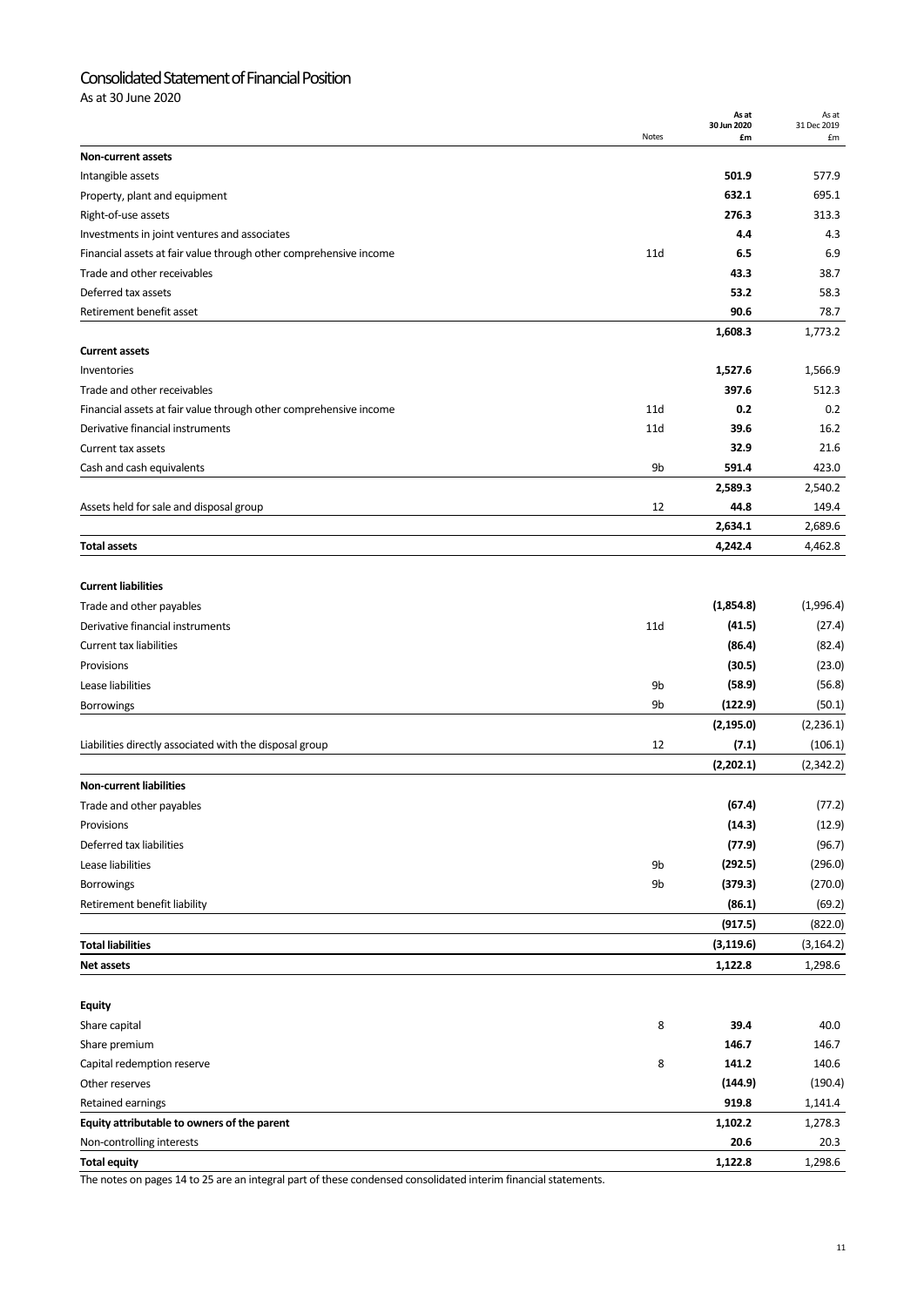# Consolidated Statement of Financial Position

As at 30 June 2020

| | Notes | As at 30 Jun 2020 £m | As at 31 Dec 2019 £m |
|---|---|---|---|
| **Non-current assets** | | | |
| Intangible assets | | **501.9** | 577.9 |
| Property, plant and equipment | | **632.1** | 695.1 |
| Right-of-use assets | | **276.3** | 313.3 |
| Investments in joint ventures and associates | | **4.4** | 4.3 |
| Financial assets at fair value through other comprehensive income | 11d | **6.5** | 6.9 |
| Trade and other receivables | | **43.3** | 38.7 |
| Deferred tax assets | | **53.2** | 58.3 |
| Retirement benefit asset | | **90.6** | 78.7 |
| | | **1,608.3** | 1,773.2 |
| **Current assets** | | | |
| Inventories | | **1,527.6** | 1,566.9 |
| Trade and other receivables | | **397.6** | 512.3 |
| Financial assets at fair value through other comprehensive income | 11d | **0.2** | 0.2 |
| Derivative financial instruments | 11d | **39.6** | 16.2 |
| Current tax assets | | **32.9** | 21.6 |
| Cash and cash equivalents | 9b | **591.4** | 423.0 |
| | | **2,589.3** | 2,540.2 |
| Assets held for sale and disposal group | 12 | **44.8** | 149.4 |
| | | **2,634.1** | 2,689.6 |
| **Total assets** | | **4,242.4** | 4,462.8 |
| | | | |
| **Current liabilities** | | | |
| Trade and other payables | | **(1,854.8)** | (1,996.4) |
| Derivative financial instruments | 11d | **(41.5)** | (27.4) |
| Current tax liabilities | | **(86.4)** | (82.4) |
| Provisions | | **(30.5)** | (23.0) |
| Lease liabilities | 9b | **(58.9)** | (56.8) |
| Borrowings | 9b | **(122.9)** | (50.1) |
| | | **(2,195.0)** | (2,236.1) |
| Liabilities directly associated with the disposal group | 12 | **(7.1)** | (106.1) |
| | | **(2,202.1)** | (2,342.2) |
| **Non-current liabilities** | | | |
| Trade and other payables | | **(67.4)** | (77.2) |
| Provisions | | **(14.3)** | (12.9) |
| Deferred tax liabilities | | **(77.9)** | (96.7) |
| Lease liabilities | 9b | **(292.5)** | (296.0) |
| Borrowings | 9b | **(379.3)** | (270.0) |
| Retirement benefit liability | | **(86.1)** | (69.2) |
| | | **(917.5)** | (822.0) |
| **Total liabilities** | | **(3,119.6)** | (3,164.2) |
| **Net assets** | | **1,122.8** | 1,298.6 |
| | | | |
| **Equity** | | | |
| Share capital | 8 | **39.4** | 40.0 |
| Share premium | | **146.7** | 146.7 |
| Capital redemption reserve | 8 | **141.2** | 140.6 |
| Other reserves | | **(144.9)** | (190.4) |
| Retained earnings | | **919.8** | 1,141.4 |
| **Equity attributable to owners of the parent** | | **1,102.2** | 1,278.3 |
| Non-controlling interests | | **20.6** | 20.3 |
| **Total equity** | | **1,122.8** | 1,298.6 |

The notes on pages 14 to 25 are an integral part of these condensed consolidated interim financial statements.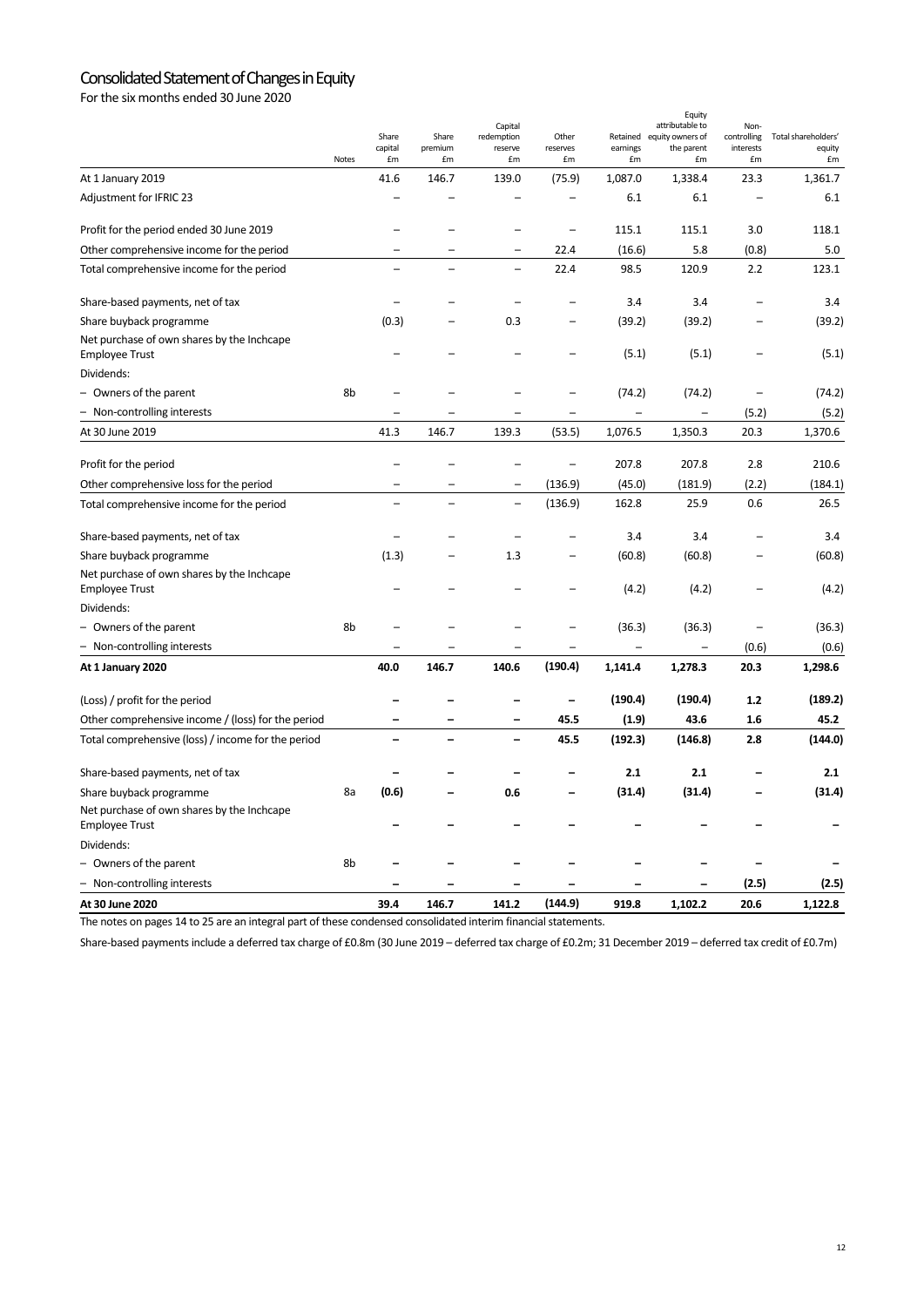# Consolidated Statement of Changes in Equity

For the six months ended 30 June 2020

| | Notes | Share capital £m | Share premium £m | Capital redemption reserve £m | Other reserves £m | Retained earnings £m | Equity attributable to equity owners of the parent £m | Non-controlling interests £m | Total shareholders' equity £m |
|---|---|---|---|---|---|---|---|---|---|
| At 1 January 2019 | | 41.6 | 146.7 | 139.0 | (75.9) | 1,087.0 | 1,338.4 | 23.3 | 1,361.7 |
| Adjustment for IFRIC 23 | | – | – | – | – | 6.1 | 6.1 | – | 6.1 |
| Profit for the period ended 30 June 2019 | | – | – | – | – | 115.1 | 115.1 | 3.0 | 118.1 |
| Other comprehensive income for the period | | – | – | – | 22.4 | (16.6) | 5.8 | (0.8) | 5.0 |
| Total comprehensive income for the period | | – | – | – | 22.4 | 98.5 | 120.9 | 2.2 | 123.1 |
| Share-based payments, net of tax | | – | – | – | – | 3.4 | 3.4 | – | 3.4 |
| Share buyback programme | | (0.3) | – | 0.3 | – | (39.2) | (39.2) | – | (39.2) |
| Net purchase of own shares by the Inchcape Employee Trust | | – | – | – | – | (5.1) | (5.1) | – | (5.1) |
| Dividends: | | | | | | | | | |
| – Owners of the parent | 8b | – | – | – | – | (74.2) | (74.2) | – | (74.2) |
| – Non-controlling interests | | – | – | – | – | – | – | (5.2) | (5.2) |
| At 30 June 2019 | | 41.3 | 146.7 | 139.3 | (53.5) | 1,076.5 | 1,350.3 | 20.3 | 1,370.6 |
| Profit for the period | | – | – | – | – | 207.8 | 207.8 | 2.8 | 210.6 |
| Other comprehensive loss for the period | | – | – | – | (136.9) | (45.0) | (181.9) | (2.2) | (184.1) |
| Total comprehensive income for the period | | – | – | – | (136.9) | 162.8 | 25.9 | 0.6 | 26.5 |
| Share-based payments, net of tax | | – | – | – | – | 3.4 | 3.4 | – | 3.4 |
| Share buyback programme | | (1.3) | – | 1.3 | – | (60.8) | (60.8) | – | (60.8) |
| Net purchase of own shares by the Inchcape Employee Trust | | – | – | – | – | (4.2) | (4.2) | – | (4.2) |
| Dividends: | | | | | | | | | |
| – Owners of the parent | 8b | – | – | – | – | (36.3) | (36.3) | – | (36.3) |
| – Non-controlling interests | | – | – | – | – | – | – | (0.6) | (0.6) |
| **At 1 January 2020** | | **40.0** | **146.7** | **140.6** | **(190.4)** | **1,141.4** | **1,278.3** | **20.3** | **1,298.6** |
| (Loss) / profit for the period | | **–** | **–** | **–** | **–** | **(190.4)** | **(190.4)** | **1.2** | **(189.2)** |
| Other comprehensive income / (loss) for the period | | **–** | **–** | **–** | **45.5** | **(1.9)** | **43.6** | **1.6** | **45.2** |
| Total comprehensive (loss) / income for the period | | **–** | **–** | **–** | **45.5** | **(192.3)** | **(146.8)** | **2.8** | **(144.0)** |
| Share-based payments, net of tax | | **–** | **–** | **–** | **–** | **2.1** | **2.1** | **–** | **2.1** |
| Share buyback programme | 8a | **(0.6)** | **–** | **0.6** | **–** | **(31.4)** | **(31.4)** | **–** | **(31.4)** |
| Net purchase of own shares by the Inchcape Employee Trust | | **–** | **–** | **–** | **–** | **–** | **–** | **–** | **–** |
| Dividends: | | | | | | | | | |
| – Owners of the parent | 8b | **–** | **–** | **–** | **–** | **–** | **–** | **–** | **–** |
| – Non-controlling interests | | **–** | **–** | **–** | **–** | **–** | **–** | **(2.5)** | **(2.5)** |
| **At 30 June 2020** | | **39.4** | **146.7** | **141.2** | **(144.9)** | **919.8** | **1,102.2** | **20.6** | **1,122.8** |

The notes on pages 14 to 25 are an integral part of these condensed consolidated interim financial statements.

Share-based payments include a deferred tax charge of £0.8m (30 June 2019 – deferred tax charge of £0.2m; 31 December 2019 – deferred tax credit of £0.7m)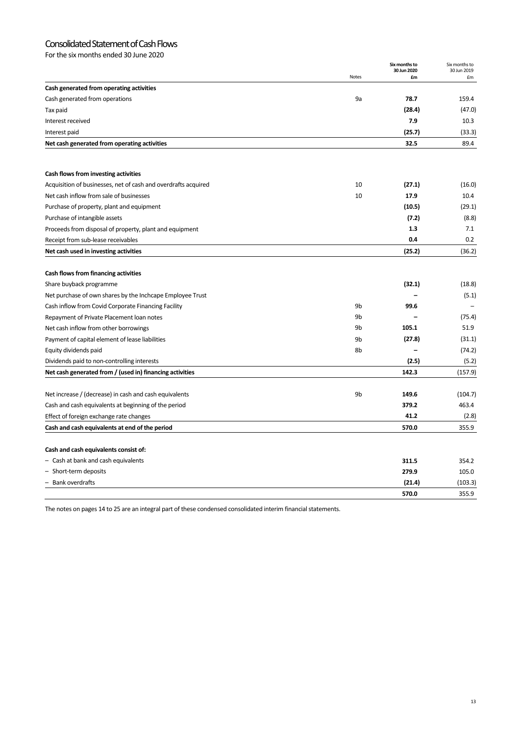# Consolidated Statement of Cash Flows

For the six months ended 30 June 2020

| | Notes | Six months to 30 Jun 2020 £m | Six months to 30 Jun 2019 £m |
|---|---|---|---|
| **Cash generated from operating activities** | | | |
| Cash generated from operations | 9a | **78.7** | 159.4 |
| Tax paid | | **(28.4)** | (47.0) |
| Interest received | | **7.9** | 10.3 |
| Interest paid | | **(25.7)** | (33.3) |
| **Net cash generated from operating activities** | | **32.5** | 89.4 |
| | | | |
| **Cash flows from investing activities** | | | |
| Acquisition of businesses, net of cash and overdrafts acquired | 10 | **(27.1)** | (16.0) |
| Net cash inflow from sale of businesses | 10 | **17.9** | 10.4 |
| Purchase of property, plant and equipment | | **(10.5)** | (29.1) |
| Purchase of intangible assets | | **(7.2)** | (8.8) |
| Proceeds from disposal of property, plant and equipment | | **1.3** | 7.1 |
| Receipt from sub-lease receivables | | **0.4** | 0.2 |
| **Net cash used in investing activities** | | **(25.2)** | (36.2) |
| | | | |
| **Cash flows from financing activities** | | | |
| Share buyback programme | | **(32.1)** | (18.8) |
| Net purchase of own shares by the Inchcape Employee Trust | | **–** | (5.1) |
| Cash inflow from Covid Corporate Financing Facility | 9b | **99.6** | – |
| Repayment of Private Placement loan notes | 9b | **–** | (75.4) |
| Net cash inflow from other borrowings | 9b | **105.1** | 51.9 |
| Payment of capital element of lease liabilities | 9b | **(27.8)** | (31.1) |
| Equity dividends paid | 8b | **–** | (74.2) |
| Dividends paid to non-controlling interests | | **(2.5)** | (5.2) |
| **Net cash generated from / (used in) financing activities** | | **142.3** | (157.9) |
| | | | |
| Net increase / (decrease) in cash and cash equivalents | 9b | **149.6** | (104.7) |
| Cash and cash equivalents at beginning of the period | | **379.2** | 463.4 |
| Effect of foreign exchange rate changes | | **41.2** | (2.8) |
| **Cash and cash equivalents at end of the period** | | **570.0** | 355.9 |
| | | | |
| **Cash and cash equivalents consist of:** | | | |
| – Cash at bank and cash equivalents | | **311.5** | 354.2 |
| – Short-term deposits | | **279.9** | 105.0 |
| – Bank overdrafts | | **(21.4)** | (103.3) |
| | | **570.0** | 355.9 |

The notes on pages 14 to 25 are an integral part of these condensed consolidated interim financial statements.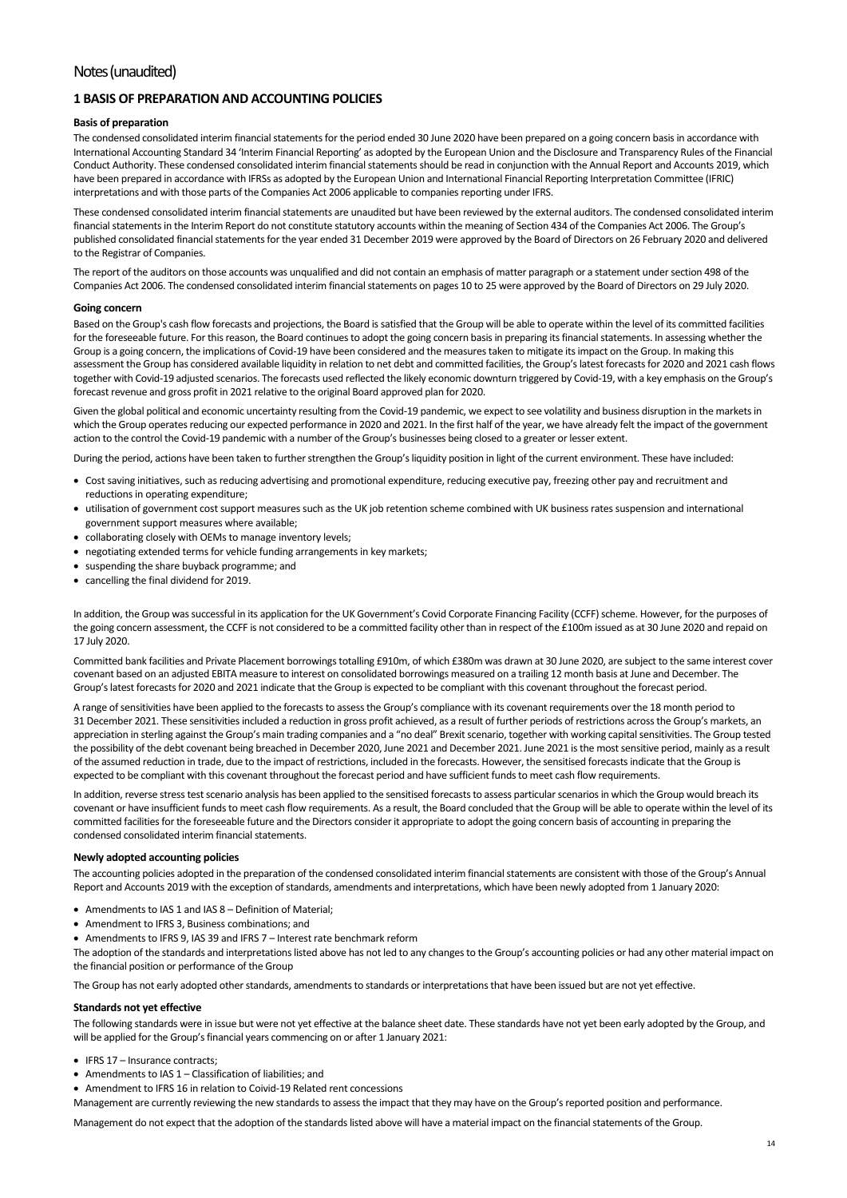# Notes (unaudited)

## 1 BASIS OF PREPARATION AND ACCOUNTING POLICIES

### Basis of preparation

The condensed consolidated interim financial statements for the period ended 30 June 2020 have been prepared on a going concern basis in accordance with International Accounting Standard 34 'Interim Financial Reporting' as adopted by the European Union and the Disclosure and Transparency Rules of the Financial Conduct Authority. These condensed consolidated interim financial statements should be read in conjunction with the Annual Report and Accounts 2019, which have been prepared in accordance with IFRSs as adopted by the European Union and International Financial Reporting Interpretation Committee (IFRIC) interpretations and with those parts of the Companies Act 2006 applicable to companies reporting under IFRS.

These condensed consolidated interim financial statements are unaudited but have been reviewed by the external auditors. The condensed consolidated interim financial statements in the Interim Report do not constitute statutory accounts within the meaning of Section 434 of the Companies Act 2006. The Group's published consolidated financial statements for the year ended 31 December 2019 were approved by the Board of Directors on 26 February 2020 and delivered to the Registrar of Companies.

The report of the auditors on those accounts was unqualified and did not contain an emphasis of matter paragraph or a statement under section 498 of the Companies Act 2006. The condensed consolidated interim financial statements on pages 10 to 25 were approved by the Board of Directors on 29 July 2020.

### Going concern

Based on the Group's cash flow forecasts and projections, the Board is satisfied that the Group will be able to operate within the level of its committed facilities for the foreseeable future. For this reason, the Board continues to adopt the going concern basis in preparing its financial statements. In assessing whether the Group is a going concern, the implications of Covid-19 have been considered and the measures taken to mitigate its impact on the Group. In making this assessment the Group has considered available liquidity in relation to net debt and committed facilities, the Group's latest forecasts for 2020 and 2021 cash flows together with Covid-19 adjusted scenarios. The forecasts used reflected the likely economic downturn triggered by Covid-19, with a key emphasis on the Group's forecast revenue and gross profit in 2021 relative to the original Board approved plan for 2020.

Given the global political and economic uncertainty resulting from the Covid-19 pandemic, we expect to see volatility and business disruption in the markets in which the Group operates reducing our expected performance in 2020 and 2021. In the first half of the year, we have already felt the impact of the government action to the control the Covid-19 pandemic with a number of the Group's businesses being closed to a greater or lesser extent.

During the period, actions have been taken to further strengthen the Group's liquidity position in light of the current environment. These have included:

- Cost saving initiatives, such as reducing advertising and promotional expenditure, reducing executive pay, freezing other pay and recruitment and reductions in operating expenditure;
- utilisation of government cost support measures such as the UK job retention scheme combined with UK business rates suspension and international government support measures where available;
- collaborating closely with OEMs to manage inventory levels;
- negotiating extended terms for vehicle funding arrangements in key markets;
- suspending the share buyback programme; and
- cancelling the final dividend for 2019.

In addition, the Group was successful in its application for the UK Government's Covid Corporate Financing Facility (CCFF) scheme. However, for the purposes of the going concern assessment, the CCFF is not considered to be a committed facility other than in respect of the £100m issued as at 30 June 2020 and repaid on 17 July 2020.

Committed bank facilities and Private Placement borrowings totalling £910m, of which £380m was drawn at 30 June 2020, are subject to the same interest cover covenant based on an adjusted EBITA measure to interest on consolidated borrowings measured on a trailing 12 month basis at June and December. The Group's latest forecasts for 2020 and 2021 indicate that the Group is expected to be compliant with this covenant throughout the forecast period.

A range of sensitivities have been applied to the forecasts to assess the Group's compliance with its covenant requirements over the 18 month period to 31 December 2021. These sensitivities included a reduction in gross profit achieved, as a result of further periods of restrictions across the Group's markets, an appreciation in sterling against the Group's main trading companies and a "no deal" Brexit scenario, together with working capital sensitivities. The Group tested the possibility of the debt covenant being breached in December 2020, June 2021 and December 2021. June 2021 is the most sensitive period, mainly as a result of the assumed reduction in trade, due to the impact of restrictions, included in the forecasts. However, the sensitised forecasts indicate that the Group is expected to be compliant with this covenant throughout the forecast period and have sufficient funds to meet cash flow requirements.

In addition, reverse stress test scenario analysis has been applied to the sensitised forecasts to assess particular scenarios in which the Group would breach its covenant or have insufficient funds to meet cash flow requirements. As a result, the Board concluded that the Group will be able to operate within the level of its committed facilities for the foreseeable future and the Directors consider it appropriate to adopt the going concern basis of accounting in preparing the condensed consolidated interim financial statements.

### Newly adopted accounting policies

The accounting policies adopted in the preparation of the condensed consolidated interim financial statements are consistent with those of the Group's Annual Report and Accounts 2019 with the exception of standards, amendments and interpretations, which have been newly adopted from 1 January 2020:

- Amendments to IAS 1 and IAS 8 – Definition of Material;
- Amendment to IFRS 3, Business combinations; and
- Amendments to IFRS 9, IAS 39 and IFRS 7 – Interest rate benchmark reform

The adoption of the standards and interpretations listed above has not led to any changes to the Group's accounting policies or had any other material impact on the financial position or performance of the Group

The Group has not early adopted other standards, amendments to standards or interpretations that have been issued but are not yet effective.

### Standards not yet effective

The following standards were in issue but were not yet effective at the balance sheet date. These standards have not yet been early adopted by the Group, and will be applied for the Group's financial years commencing on or after 1 January 2021:

- IFRS 17 – Insurance contracts;
- Amendments to IAS 1 – Classification of liabilities; and
- Amendment to IFRS 16 in relation to Coivid-19 Related rent concessions

Management are currently reviewing the new standards to assess the impact that they may have on the Group's reported position and performance.

Management do not expect that the adoption of the standards listed above will have a material impact on the financial statements of the Group.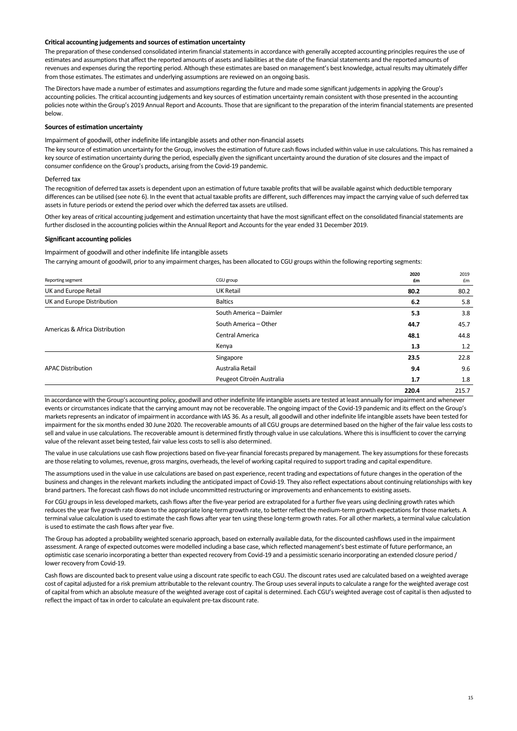**Critical accounting judgements and sources of estimation uncertainty**

The preparation of these condensed consolidated interim financial statements in accordance with generally accepted accounting principles requires the use of estimates and assumptions that affect the reported amounts of assets and liabilities at the date of the financial statements and the reported amounts of revenues and expenses during the reporting period. Although these estimates are based on management's best knowledge, actual results may ultimately differ from those estimates. The estimates and underlying assumptions are reviewed on an ongoing basis.

The Directors have made a number of estimates and assumptions regarding the future and made some significant judgements in applying the Group's accounting policies. The critical accounting judgements and key sources of estimation uncertainty remain consistent with those presented in the accounting policies note within the Group's 2019 Annual Report and Accounts. Those that are significant to the preparation of the interim financial statements are presented below.

**Sources of estimation uncertainty**

Impairment of goodwill, other indefinite life intangible assets and other non-financial assets

The key source of estimation uncertainty for the Group, involves the estimation of future cash flows included within value in use calculations. This has remained a key source of estimation uncertainty during the period, especially given the significant uncertainty around the duration of site closures and the impact of consumer confidence on the Group's products, arising from the Covid-19 pandemic.

Deferred tax

The recognition of deferred tax assets is dependent upon an estimation of future taxable profits that will be available against which deductible temporary differences can be utilised (see note 6). In the event that actual taxable profits are different, such differences may impact the carrying value of such deferred tax assets in future periods or extend the period over which the deferred tax assets are utilised.

Other key areas of critical accounting judgement and estimation uncertainty that have the most significant effect on the consolidated financial statements are further disclosed in the accounting policies within the Annual Report and Accounts for the year ended 31 December 2019.

**Significant accounting policies**

Impairment of goodwill and other indefinite life intangible assets

The carrying amount of goodwill, prior to any impairment charges, has been allocated to CGU groups within the following reporting segments:

| Reporting segment | CGU group | 2020 £m | 2019 £m |
|---|---|---|---|
| UK and Europe Retail | UK Retail | **80.2** | 80.2 |
| UK and Europe Distribution | Baltics | **6.2** | 5.8 |
| Americas & Africa Distribution | South America – Daimler | **5.3** | 3.8 |
| | South America – Other | **44.7** | 45.7 |
| | Central America | **48.1** | 44.8 |
| | Kenya | **1.3** | 1.2 |
| APAC Distribution | Singapore | **23.5** | 22.8 |
| | Australia Retail | **9.4** | 9.6 |
| | Peugeot Citroën Australia | **1.7** | 1.8 |
| | | **220.4** | 215.7 |

In accordance with the Group's accounting policy, goodwill and other indefinite life intangible assets are tested at least annually for impairment and whenever events or circumstances indicate that the carrying amount may not be recoverable. The ongoing impact of the Covid-19 pandemic and its effect on the Group's markets represents an indicator of impairment in accordance with IAS 36. As a result, all goodwill and other indefinite life intangible assets have been tested for impairment for the six months ended 30 June 2020. The recoverable amounts of all CGU groups are determined based on the higher of the fair value less costs to sell and value in use calculations. The recoverable amount is determined firstly through value in use calculations. Where this is insufficient to cover the carrying value of the relevant asset being tested, fair value less costs to sell is also determined.

The value in use calculations use cash flow projections based on five-year financial forecasts prepared by management. The key assumptions for these forecasts are those relating to volumes, revenue, gross margins, overheads, the level of working capital required to support trading and capital expenditure.

The assumptions used in the value in use calculations are based on past experience, recent trading and expectations of future changes in the operation of the business and changes in the relevant markets including the anticipated impact of Covid-19. They also reflect expectations about continuing relationships with key brand partners. The forecast cash flows do not include uncommitted restructuring or improvements and enhancements to existing assets.

For CGU groups in less developed markets, cash flows after the five-year period are extrapolated for a further five years using declining growth rates which reduces the year five growth rate down to the appropriate long-term growth rate, to better reflect the medium-term growth expectations for those markets. A terminal value calculation is used to estimate the cash flows after year ten using these long-term growth rates. For all other markets, a terminal value calculation is used to estimate the cash flows after year five.

The Group has adopted a probability weighted scenario approach, based on externally available data, for the discounted cashflows used in the impairment assessment. A range of expected outcomes were modelled including a base case, which reflected management's best estimate of future performance, an optimistic case scenario incorporating a better than expected recovery from Covid-19 and a pessimistic scenario incorporating an extended closure period / lower recovery from Covid-19.

Cash flows are discounted back to present value using a discount rate specific to each CGU. The discount rates used are calculated based on a weighted average cost of capital adjusted for a risk premium attributable to the relevant country. The Group uses several inputs to calculate a range for the weighted average cost of capital from which an absolute measure of the weighted average cost of capital is determined. Each CGU's weighted average cost of capital is then adjusted to reflect the impact of tax in order to calculate an equivalent pre-tax discount rate.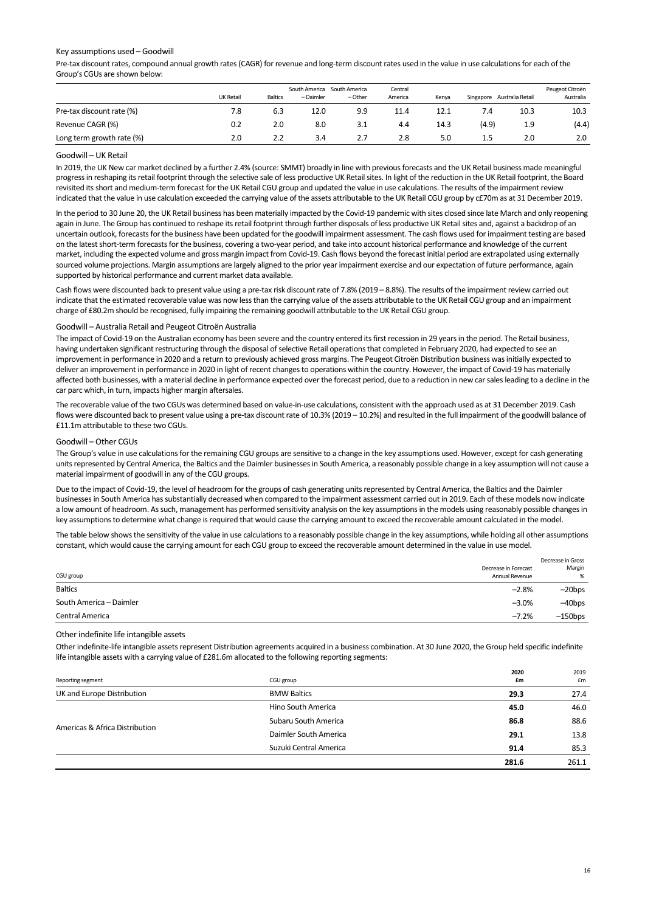### Key assumptions used – Goodwill

Pre-tax discount rates, compound annual growth rates (CAGR) for revenue and long-term discount rates used in the value in use calculations for each of the Group's CGUs are shown below:

| | UK Retail | Baltics | South America – Daimler | South America – Other | Central America | Kenya | Singapore | Australia Retail | Peugeot Citroën Australia |
|---|---|---|---|---|---|---|---|---|---|
| Pre-tax discount rate (%) | 7.8 | 6.3 | 12.0 | 9.9 | 11.4 | 12.1 | 7.4 | 10.3 | 10.3 |
| Revenue CAGR (%) | 0.2 | 2.0 | 8.0 | 3.1 | 4.4 | 14.3 | (4.9) | 1.9 | (4.4) |
| Long term growth rate (%) | 2.0 | 2.2 | 3.4 | 2.7 | 2.8 | 5.0 | 1.5 | 2.0 | 2.0 |

### Goodwill – UK Retail

In 2019, the UK New car market declined by a further 2.4% (source: SMMT) broadly in line with previous forecasts and the UK Retail business made meaningful progress in reshaping its retail footprint through the selective sale of less productive UK Retail sites. In light of the reduction in the UK Retail footprint, the Board revisited its short and medium-term forecast for the UK Retail CGU group and updated the value in use calculations. The results of the impairment review indicated that the value in use calculation exceeded the carrying value of the assets attributable to the UK Retail CGU group by c£70m as at 31 December 2019.

In the period to 30 June 20, the UK Retail business has been materially impacted by the Covid-19 pandemic with sites closed since late March and only reopening again in June. The Group has continued to reshape its retail footprint through further disposals of less productive UK Retail sites and, against a backdrop of an uncertain outlook, forecasts for the business have been updated for the goodwill impairment assessment. The cash flows used for impairment testing are based on the latest short-term forecasts for the business, covering a two-year period, and take into account historical performance and knowledge of the current market, including the expected volume and gross margin impact from Covid-19. Cash flows beyond the forecast initial period are extrapolated using externally sourced volume projections. Margin assumptions are largely aligned to the prior year impairment exercise and our expectation of future performance, again supported by historical performance and current market data available.

Cash flows were discounted back to present value using a pre-tax risk discount rate of 7.8% (2019 – 8.8%). The results of the impairment review carried out indicate that the estimated recoverable value was now less than the carrying value of the assets attributable to the UK Retail CGU group and an impairment charge of £80.2m should be recognised, fully impairing the remaining goodwill attributable to the UK Retail CGU group.

### Goodwill – Australia Retail and Peugeot Citroën Australia

The impact of Covid-19 on the Australian economy has been severe and the country entered its first recession in 29 years in the period. The Retail business, having undertaken significant restructuring through the disposal of selective Retail operations that completed in February 2020, had expected to see an improvement in performance in 2020 and a return to previously achieved gross margins. The Peugeot Citroën Distribution business was initially expected to deliver an improvement in performance in 2020 in light of recent changes to operations within the country. However, the impact of Covid-19 has materially affected both businesses, with a material decline in performance expected over the forecast period, due to a reduction in new car sales leading to a decline in the car parc which, in turn, impacts higher margin aftersales.

The recoverable value of the two CGUs was determined based on value-in-use calculations, consistent with the approach used as at 31 December 2019. Cash flows were discounted back to present value using a pre-tax discount rate of 10.3% (2019 – 10.2%) and resulted in the full impairment of the goodwill balance of £11.1m attributable to these two CGUs.

### Goodwill – Other CGUs

The Group's value in use calculations for the remaining CGU groups are sensitive to a change in the key assumptions used. However, except for cash generating units represented by Central America, the Baltics and the Daimler businesses in South America, a reasonably possible change in a key assumption will not cause a material impairment of goodwill in any of the CGU groups.

Due to the impact of Covid-19, the level of headroom for the groups of cash generating units represented by Central America, the Baltics and the Daimler businesses in South America has substantially decreased when compared to the impairment assessment carried out in 2019. Each of these models now indicate a low amount of headroom. As such, management has performed sensitivity analysis on the key assumptions in the models using reasonably possible changes in key assumptions to determine what change is required that would cause the carrying amount to exceed the recoverable amount calculated in the model.

The table below shows the sensitivity of the value in use calculations to a reasonably possible change in the key assumptions, while holding all other assumptions constant, which would cause the carrying amount for each CGU group to exceed the recoverable amount determined in the value in use model.

| CGU group | Decrease in Forecast Annual Revenue | Decrease in Gross Margin % |
|---|---|---|
| Baltics | –2.8% | –20bps |
| South America – Daimler | –3.0% | –40bps |
| Central America | –7.2% | –150bps |

### Other indefinite life intangible assets

Other indefinite-life intangible assets represent Distribution agreements acquired in a business combination. At 30 June 2020, the Group held specific indefinite life intangible assets with a carrying value of £281.6m allocated to the following reporting segments:

| Reporting segment | CGU group | 2020 £m | 2019 £m |
|---|---|---|---|
| UK and Europe Distribution | BMW Baltics | **29.3** | 27.4 |
| Americas & Africa Distribution | Hino South America | **45.0** | 46.0 |
| | Subaru South America | **86.8** | 88.6 |
| | Daimler South America | **29.1** | 13.8 |
| | Suzuki Central America | **91.4** | 85.3 |
| | | **281.6** | 261.1 |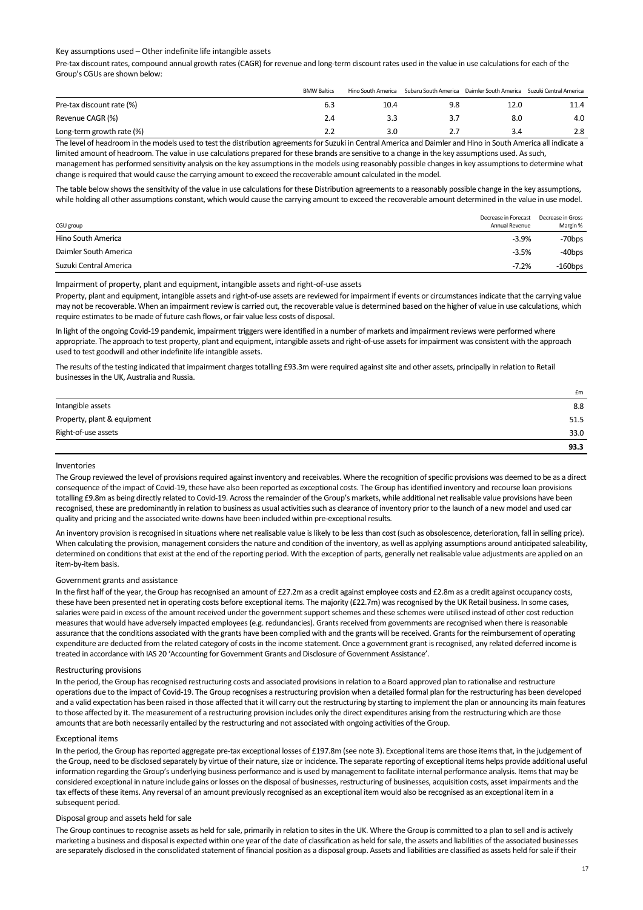### Key assumptions used – Other indefinite life intangible assets

Pre-tax discount rates, compound annual growth rates (CAGR) for revenue and long-term discount rates used in the value in use calculations for each of the Group's CGUs are shown below:

| | BMW Baltics | Hino South America | Subaru South America | Daimler South America | Suzuki Central America |
|---|---|---|---|---|---|
| Pre-tax discount rate (%) | 6.3 | 10.4 | 9.8 | 12.0 | 11.4 |
| Revenue CAGR (%) | 2.4 | 3.3 | 3.7 | 8.0 | 4.0 |
| Long-term growth rate (%) | 2.2 | 3.0 | 2.7 | 3.4 | 2.8 |

The level of headroom in the models used to test the distribution agreements for Suzuki in Central America and Daimler and Hino in South America all indicate a limited amount of headroom. The value in use calculations prepared for these brands are sensitive to a change in the key assumptions used. As such, management has performed sensitivity analysis on the key assumptions in the models using reasonably possible changes in key assumptions to determine what change is required that would cause the carrying amount to exceed the recoverable amount calculated in the model.

The table below shows the sensitivity of the value in use calculations for these Distribution agreements to a reasonably possible change in the key assumptions, while holding all other assumptions constant, which would cause the carrying amount to exceed the recoverable amount determined in the value in use model.

| CGU group | Decrease in Forecast Annual Revenue | Decrease in Gross Margin % |
|---|---|---|
| Hino South America | -3.9% | -70bps |
| Daimler South America | -3.5% | -40bps |
| Suzuki Central America | -7.2% | -160bps |

### Impairment of property, plant and equipment, intangible assets and right-of-use assets

Property, plant and equipment, intangible assets and right-of-use assets are reviewed for impairment if events or circumstances indicate that the carrying value may not be recoverable. When an impairment review is carried out, the recoverable value is determined based on the higher of value in use calculations, which require estimates to be made of future cash flows, or fair value less costs of disposal.

In light of the ongoing Covid-19 pandemic, impairment triggers were identified in a number of markets and impairment reviews were performed where appropriate. The approach to test property, plant and equipment, intangible assets and right-of-use assets for impairment was consistent with the approach used to test goodwill and other indefinite life intangible assets.

The results of the testing indicated that impairment charges totalling £93.3m were required against site and other assets, principally in relation to Retail businesses in the UK, Australia and Russia.

| | £m |
|---|---|
| Intangible assets | 8.8 |
| Property, plant & equipment | 51.5 |
| Right-of-use assets | 33.0 |
| | **93.3** |

### Inventories

The Group reviewed the level of provisions required against inventory and receivables. Where the recognition of specific provisions was deemed to be as a direct consequence of the impact of Covid-19, these have also been reported as exceptional costs. The Group has identified inventory and recourse loan provisions totalling £9.8m as being directly related to Covid-19. Across the remainder of the Group's markets, while additional net realisable value provisions have been recognised, these are predominantly in relation to business as usual activities such as clearance of inventory prior to the launch of a new model and used car quality and pricing and the associated write-downs have been included within pre-exceptional results.

An inventory provision is recognised in situations where net realisable value is likely to be less than cost (such as obsolescence, deterioration, fall in selling price). When calculating the provision, management considers the nature and condition of the inventory, as well as applying assumptions around anticipated saleability, determined on conditions that exist at the end of the reporting period. With the exception of parts, generally net realisable value adjustments are applied on an item-by-item basis.

### Government grants and assistance

In the first half of the year, the Group has recognised an amount of £27.2m as a credit against employee costs and £2.8m as a credit against occupancy costs, these have been presented net in operating costs before exceptional items. The majority (£22.7m) was recognised by the UK Retail business. In some cases, salaries were paid in excess of the amount received under the government support schemes and these schemes were utilised instead of other cost reduction measures that would have adversely impacted employees (e.g. redundancies). Grants received from governments are recognised when there is reasonable assurance that the conditions associated with the grants have been complied with and the grants will be received. Grants for the reimbursement of operating expenditure are deducted from the related category of costs in the income statement. Once a government grant is recognised, any related deferred income is treated in accordance with IAS 20 'Accounting for Government Grants and Disclosure of Government Assistance'.

### Restructuring provisions

In the period, the Group has recognised restructuring costs and associated provisions in relation to a Board approved plan to rationalise and restructure operations due to the impact of Covid-19. The Group recognises a restructuring provision when a detailed formal plan for the restructuring has been developed and a valid expectation has been raised in those affected that it will carry out the restructuring by starting to implement the plan or announcing its main features to those affected by it. The measurement of a restructuring provision includes only the direct expenditures arising from the restructuring which are those amounts that are both necessarily entailed by the restructuring and not associated with ongoing activities of the Group.

### Exceptional items

In the period, the Group has reported aggregate pre-tax exceptional losses of £197.8m (see note 3). Exceptional items are those items that, in the judgement of the Group, need to be disclosed separately by virtue of their nature, size or incidence. The separate reporting of exceptional items helps provide additional useful information regarding the Group's underlying business performance and is used by management to facilitate internal performance analysis. Items that may be considered exceptional in nature include gains or losses on the disposal of businesses, restructuring of businesses, acquisition costs, asset impairments and the tax effects of these items. Any reversal of an amount previously recognised as an exceptional item would also be recognised as an exceptional item in a subsequent period.

### Disposal group and assets held for sale

The Group continues to recognise assets as held for sale, primarily in relation to sites in the UK. Where the Group is committed to a plan to sell and is actively marketing a business and disposal is expected within one year of the date of classification as held for sale, the assets and liabilities of the associated businesses are separately disclosed in the consolidated statement of financial position as a disposal group. Assets and liabilities are classified as assets held for sale if their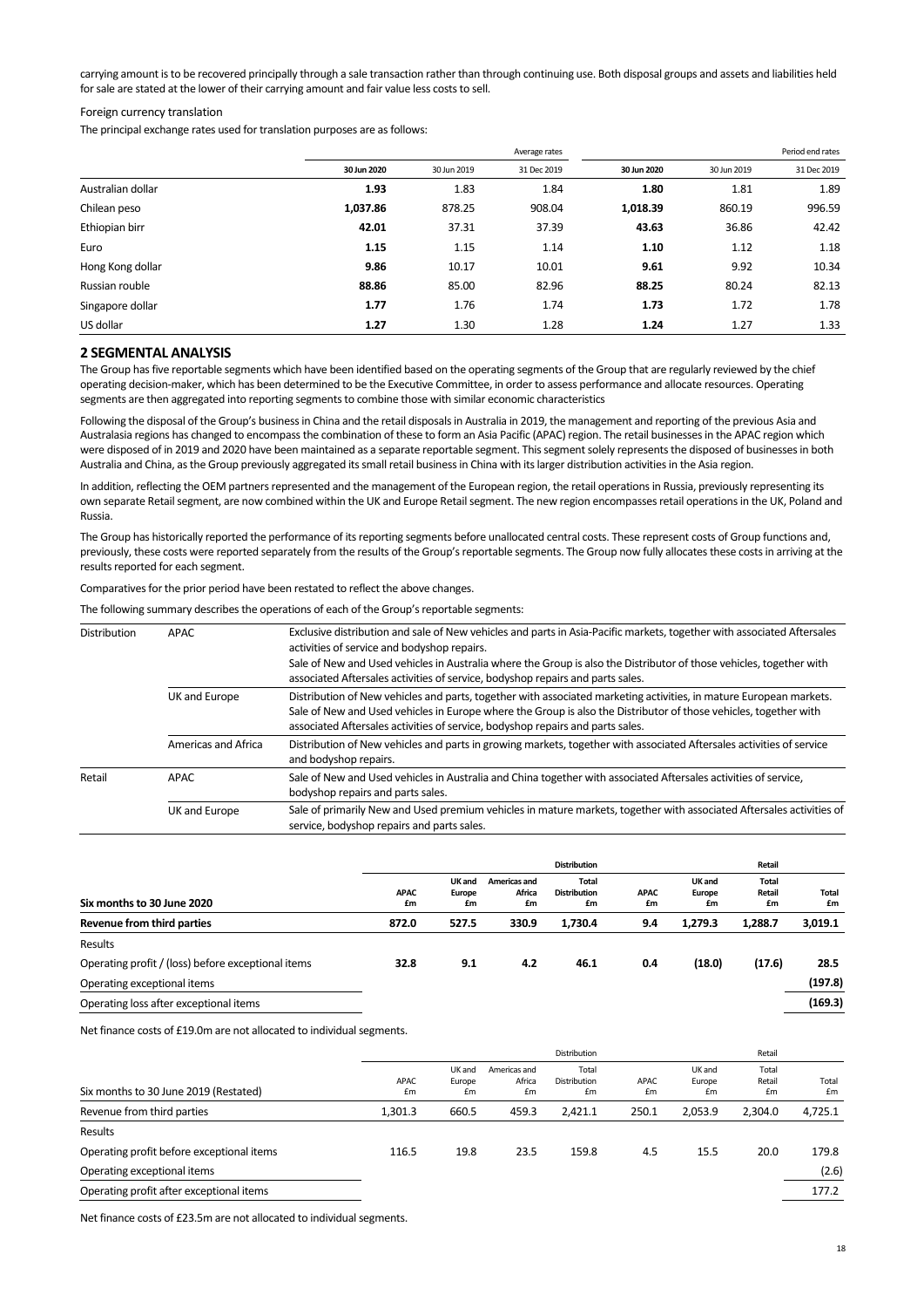carrying amount is to be recovered principally through a sale transaction rather than through continuing use. Both disposal groups and assets and liabilities held for sale are stated at the lower of their carrying amount and fair value less costs to sell.

Foreign currency translation

The principal exchange rates used for translation purposes are as follows:

| | Average rates | | | Period end rates | | |
|---|---|---|---|---|---|---|
| | **30 Jun 2020** | 30 Jun 2019 | 31 Dec 2019 | **30 Jun 2020** | 30 Jun 2019 | 31 Dec 2019 |
| Australian dollar | **1.93** | 1.83 | 1.84 | **1.80** | 1.81 | 1.89 |
| Chilean peso | **1,037.86** | 878.25 | 908.04 | **1,018.39** | 860.19 | 996.59 |
| Ethiopian birr | **42.01** | 37.31 | 37.39 | **43.63** | 36.86 | 42.42 |
| Euro | **1.15** | 1.15 | 1.14 | **1.10** | 1.12 | 1.18 |
| Hong Kong dollar | **9.86** | 10.17 | 10.01 | **9.61** | 9.92 | 10.34 |
| Russian rouble | **88.86** | 85.00 | 82.96 | **88.25** | 80.24 | 82.13 |
| Singapore dollar | **1.77** | 1.76 | 1.74 | **1.73** | 1.72 | 1.78 |
| US dollar | **1.27** | 1.30 | 1.28 | **1.24** | 1.27 | 1.33 |

## 2 SEGMENTAL ANALYSIS

The Group has five reportable segments which have been identified based on the operating segments of the Group that are regularly reviewed by the chief operating decision-maker, which has been determined to be the Executive Committee, in order to assess performance and allocate resources. Operating segments are then aggregated into reporting segments to combine those with similar economic characteristics

Following the disposal of the Group's business in China and the retail disposals in Australia in 2019, the management and reporting of the previous Asia and Australasia regions has changed to encompass the combination of these to form an Asia Pacific (APAC) region. The retail businesses in the APAC region which were disposed of in 2019 and 2020 have been maintained as a separate reportable segment. This segment solely represents the disposed of businesses in both Australia and China, as the Group previously aggregated its small retail business in China with its larger distribution activities in the Asia region.

In addition, reflecting the OEM partners represented and the management of the European region, the retail operations in Russia, previously representing its own separate Retail segment, are now combined within the UK and Europe Retail segment. The new region encompasses retail operations in the UK, Poland and Russia.

The Group has historically reported the performance of its reporting segments before unallocated central costs. These represent costs of Group functions and, previously, these costs were reported separately from the results of the Group's reportable segments. The Group now fully allocates these costs in arriving at the results reported for each segment.

Comparatives for the prior period have been restated to reflect the above changes.

The following summary describes the operations of each of the Group's reportable segments:

| | | |
|---|---|---|
| Distribution | APAC | Exclusive distribution and sale of New vehicles and parts in Asia-Pacific markets, together with associated Aftersales activities of service and bodyshop repairs.<br>Sale of New and Used vehicles in Australia where the Group is also the Distributor of those vehicles, together with associated Aftersales activities of service, bodyshop repairs and parts sales. |
| | UK and Europe | Distribution of New vehicles and parts, together with associated marketing activities, in mature European markets. Sale of New and Used vehicles in Europe where the Group is also the Distributor of those vehicles, together with associated Aftersales activities of service, bodyshop repairs and parts sales. |
| | Americas and Africa | Distribution of New vehicles and parts in growing markets, together with associated Aftersales activities of service and bodyshop repairs. |
| Retail | APAC | Sale of New and Used vehicles in Australia and China together with associated Aftersales activities of service, bodyshop repairs and parts sales. |
| | UK and Europe | Sale of primarily New and Used premium vehicles in mature markets, together with associated Aftersales activities of service, bodyshop repairs and parts sales. |

| | **Distribution** | | | | **Retail** | | | |
|---|---|---|---|---|---|---|---|---|
| **Six months to 30 June 2020** | **APAC £m** | **UK and Europe £m** | **Americas and Africa £m** | **Total Distribution £m** | **APAC £m** | **UK and Europe £m** | **Total Retail £m** | **Total £m** |
| **Revenue from third parties** | **872.0** | **527.5** | **330.9** | **1,730.4** | **9.4** | **1,279.3** | **1,288.7** | **3,019.1** |
| Results | | | | | | | | |
| Operating profit / (loss) before exceptional items | **32.8** | **9.1** | **4.2** | **46.1** | **0.4** | **(18.0)** | **(17.6)** | **28.5** |
| Operating exceptional items | | | | | | | | **(197.8)** |
| Operating loss after exceptional items | | | | | | | | **(169.3)** |

Net finance costs of £19.0m are not allocated to individual segments.

| | Distribution | | | | Retail | | | |
|---|---|---|---|---|---|---|---|---|
| Six months to 30 June 2019 (Restated) | APAC £m | UK and Europe £m | Americas and Africa £m | Total Distribution £m | APAC £m | UK and Europe £m | Total Retail £m | Total £m |
| Revenue from third parties | 1,301.3 | 660.5 | 459.3 | 2,421.1 | 250.1 | 2,053.9 | 2,304.0 | 4,725.1 |
| Results | | | | | | | | |
| Operating profit before exceptional items | 116.5 | 19.8 | 23.5 | 159.8 | 4.5 | 15.5 | 20.0 | 179.8 |
| Operating exceptional items | | | | | | | | (2.6) |
| Operating profit after exceptional items | | | | | | | | 177.2 |

Net finance costs of £23.5m are not allocated to individual segments.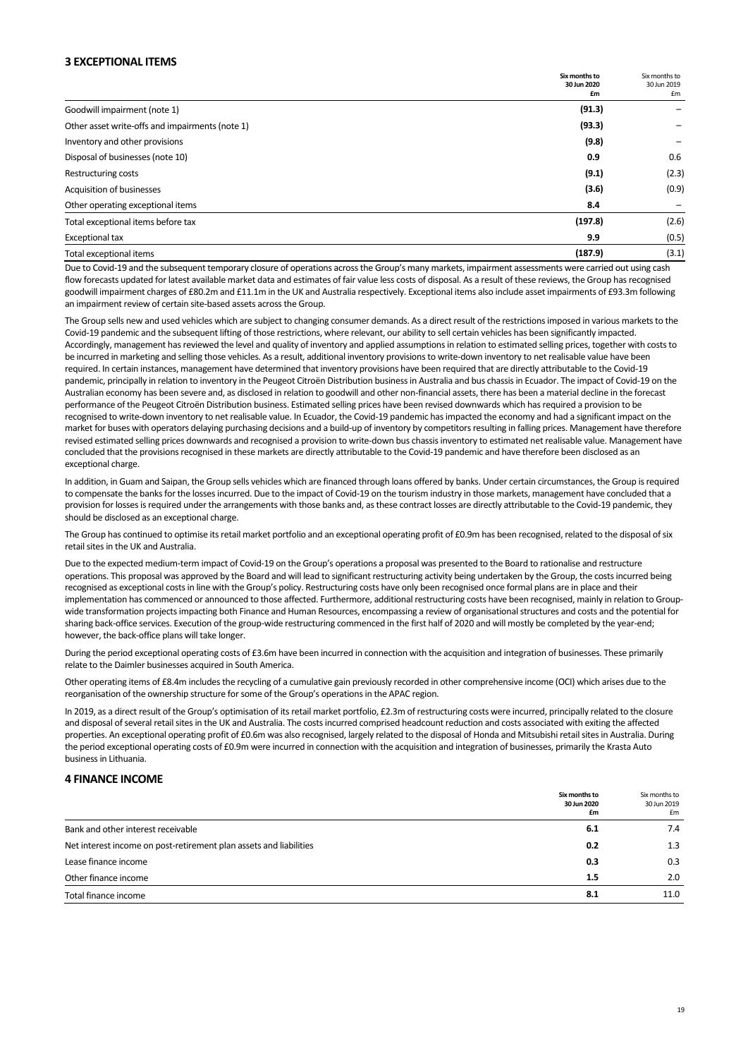## 3 EXCEPTIONAL ITEMS

| | Six months to 30 Jun 2020 £m | Six months to 30 Jun 2019 £m |
|---|---|---|
| Goodwill impairment (note 1) | **(91.3)** | – |
| Other asset write-offs and impairments (note 1) | **(93.3)** | – |
| Inventory and other provisions | **(9.8)** | – |
| Disposal of businesses (note 10) | **0.9** | 0.6 |
| Restructuring costs | **(9.1)** | (2.3) |
| Acquisition of businesses | **(3.6)** | (0.9) |
| Other operating exceptional items | **8.4** | – |
| Total exceptional items before tax | **(197.8)** | (2.6) |
| Exceptional tax | **9.9** | (0.5) |
| Total exceptional items | **(187.9)** | (3.1) |

Due to Covid-19 and the subsequent temporary closure of operations across the Group's many markets, impairment assessments were carried out using cash flow forecasts updated for latest available market data and estimates of fair value less costs of disposal. As a result of these reviews, the Group has recognised goodwill impairment charges of £80.2m and £11.1m in the UK and Australia respectively. Exceptional items also include asset impairments of £93.3m following an impairment review of certain site-based assets across the Group.

The Group sells new and used vehicles which are subject to changing consumer demands. As a direct result of the restrictions imposed in various markets to the Covid-19 pandemic and the subsequent lifting of those restrictions, where relevant, our ability to sell certain vehicles has been significantly impacted. Accordingly, management has reviewed the level and quality of inventory and applied assumptions in relation to estimated selling prices, together with costs to be incurred in marketing and selling those vehicles. As a result, additional inventory provisions to write-down inventory to net realisable value have been required. In certain instances, management have determined that inventory provisions have been required that are directly attributable to the Covid-19 pandemic, principally in relation to inventory in the Peugeot Citroën Distribution business in Australia and bus chassis in Ecuador. The impact of Covid-19 on the Australian economy has been severe and, as disclosed in relation to goodwill and other non-financial assets, there has been a material decline in the forecast performance of the Peugeot Citroën Distribution business. Estimated selling prices have been revised downwards which has required a provision to be recognised to write-down inventory to net realisable value. In Ecuador, the Covid-19 pandemic has impacted the economy and had a significant impact on the market for buses with operators delaying purchasing decisions and a build-up of inventory by competitors resulting in falling prices. Management have therefore revised estimated selling prices downwards and recognised a provision to write-down bus chassis inventory to estimated net realisable value. Management have concluded that the provisions recognised in these markets are directly attributable to the Covid-19 pandemic and have therefore been disclosed as an exceptional charge.

In addition, in Guam and Saipan, the Group sells vehicles which are financed through loans offered by banks. Under certain circumstances, the Group is required to compensate the banks for the losses incurred. Due to the impact of Covid-19 on the tourism industry in those markets, management have concluded that a provision for losses is required under the arrangements with those banks and, as these contract losses are directly attributable to the Covid-19 pandemic, they should be disclosed as an exceptional charge.

The Group has continued to optimise its retail market portfolio and an exceptional operating profit of £0.9m has been recognised, related to the disposal of six retail sites in the UK and Australia.

Due to the expected medium-term impact of Covid-19 on the Group's operations a proposal was presented to the Board to rationalise and restructure operations. This proposal was approved by the Board and will lead to significant restructuring activity being undertaken by the Group, the costs incurred being recognised as exceptional costs in line with the Group's policy. Restructuring costs have only been recognised once formal plans are in place and their implementation has commenced or announced to those affected. Furthermore, additional restructuring costs have been recognised, mainly in relation to Group-wide transformation projects impacting both Finance and Human Resources, encompassing a review of organisational structures and costs and the potential for sharing back-office services. Execution of the group-wide restructuring commenced in the first half of 2020 and will mostly be completed by the year-end; however, the back-office plans will take longer.

During the period exceptional operating costs of £3.6m have been incurred in connection with the acquisition and integration of businesses. These primarily relate to the Daimler businesses acquired in South America.

Other operating items of £8.4m includes the recycling of a cumulative gain previously recorded in other comprehensive income (OCI) which arises due to the reorganisation of the ownership structure for some of the Group's operations in the APAC region.

In 2019, as a direct result of the Group's optimisation of its retail market portfolio, £2.3m of restructuring costs were incurred, principally related to the closure and disposal of several retail sites in the UK and Australia. The costs incurred comprised headcount reduction and costs associated with exiting the affected properties. An exceptional operating profit of £0.6m was also recognised, largely related to the disposal of Honda and Mitsubishi retail sites in Australia. During the period exceptional operating costs of £0.9m were incurred in connection with the acquisition and integration of businesses, primarily the Krasta Auto business in Lithuania.

## 4 FINANCE INCOME

| | Six months to 30 Jun 2020 £m | Six months to 30 Jun 2019 £m |
|---|---|---|
| Bank and other interest receivable | **6.1** | 7.4 |
| Net interest income on post-retirement plan assets and liabilities | **0.2** | 1.3 |
| Lease finance income | **0.3** | 0.3 |
| Other finance income | **1.5** | 2.0 |
| Total finance income | **8.1** | 11.0 |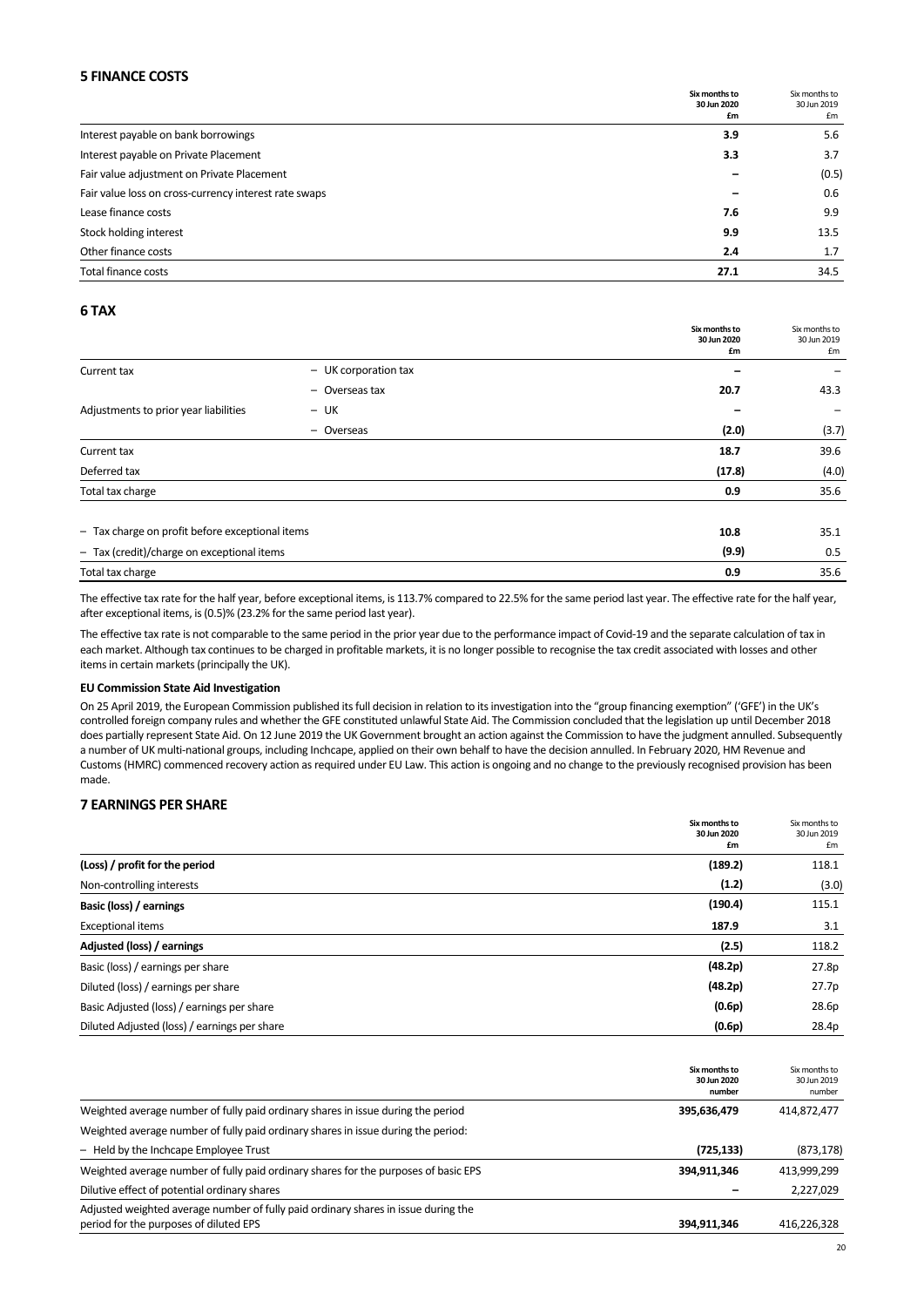## 5 FINANCE COSTS

| | Six months to 30 Jun 2020 £m | Six months to 30 Jun 2019 £m |
|---|---|---|
| Interest payable on bank borrowings | **3.9** | 5.6 |
| Interest payable on Private Placement | **3.3** | 3.7 |
| Fair value adjustment on Private Placement | **–** | (0.5) |
| Fair value loss on cross-currency interest rate swaps | **–** | 0.6 |
| Lease finance costs | **7.6** | 9.9 |
| Stock holding interest | **9.9** | 13.5 |
| Other finance costs | **2.4** | 1.7 |
| Total finance costs | **27.1** | 34.5 |

## 6 TAX

| | | Six months to 30 Jun 2020 £m | Six months to 30 Jun 2019 £m |
|---|---|---|---|
| Current tax | – UK corporation tax | **–** | – |
| | – Overseas tax | **20.7** | 43.3 |
| Adjustments to prior year liabilities | – UK | **–** | – |
| | – Overseas | **(2.0)** | (3.7) |
| Current tax | | **18.7** | 39.6 |
| Deferred tax | | **(17.8)** | (4.0) |
| Total tax charge | | **0.9** | 35.6 |
| | | | |
| – Tax charge on profit before exceptional items | | **10.8** | 35.1 |
| – Tax (credit)/charge on exceptional items | | **(9.9)** | 0.5 |
| Total tax charge | | **0.9** | 35.6 |

The effective tax rate for the half year, before exceptional items, is 113.7% compared to 22.5% for the same period last year. The effective rate for the half year, after exceptional items, is (0.5)% (23.2% for the same period last year).

The effective tax rate is not comparable to the same period in the prior year due to the performance impact of Covid-19 and the separate calculation of tax in each market. Although tax continues to be charged in profitable markets, it is no longer possible to recognise the tax credit associated with losses and other items in certain markets (principally the UK).

**EU Commission State Aid Investigation**

On 25 April 2019, the European Commission published its full decision in relation to its investigation into the "group financing exemption" ('GFE') in the UK's controlled foreign company rules and whether the GFE constituted unlawful State Aid. The Commission concluded that the legislation up until December 2018 does partially represent State Aid. On 12 June 2019 the UK Government brought an action against the Commission to have the judgment annulled. Subsequently a number of UK multi-national groups, including Inchcape, applied on their own behalf to have the decision annulled. In February 2020, HM Revenue and Customs (HMRC) commenced recovery action as required under EU Law. This action is ongoing and no change to the previously recognised provision has been made.

## 7 EARNINGS PER SHARE

| | Six months to 30 Jun 2020 £m | Six months to 30 Jun 2019 £m |
|---|---|---|
| **(Loss) / profit for the period** | **(189.2)** | 118.1 |
| Non-controlling interests | **(1.2)** | (3.0) |
| **Basic (loss) / earnings** | **(190.4)** | 115.1 |
| Exceptional items | **187.9** | 3.1 |
| **Adjusted (loss) / earnings** | **(2.5)** | 118.2 |
| Basic (loss) / earnings per share | **(48.2p)** | 27.8p |
| Diluted (loss) / earnings per share | **(48.2p)** | 27.7p |
| Basic Adjusted (loss) / earnings per share | **(0.6p)** | 28.6p |
| Diluted Adjusted (loss) / earnings per share | **(0.6p)** | 28.4p |

| | Six months to 30 Jun 2020 number | Six months to 30 Jun 2019 number |
|---|---|---|
| Weighted average number of fully paid ordinary shares in issue during the period | **395,636,479** | 414,872,477 |
| Weighted average number of fully paid ordinary shares in issue during the period: | | |
| – Held by the Inchcape Employee Trust | **(725,133)** | (873,178) |
| Weighted average number of fully paid ordinary shares for the purposes of basic EPS | **394,911,346** | 413,999,299 |
| Dilutive effect of potential ordinary shares | **–** | 2,227,029 |
| Adjusted weighted average number of fully paid ordinary shares in issue during the period for the purposes of diluted EPS | **394,911,346** | 416,226,328 |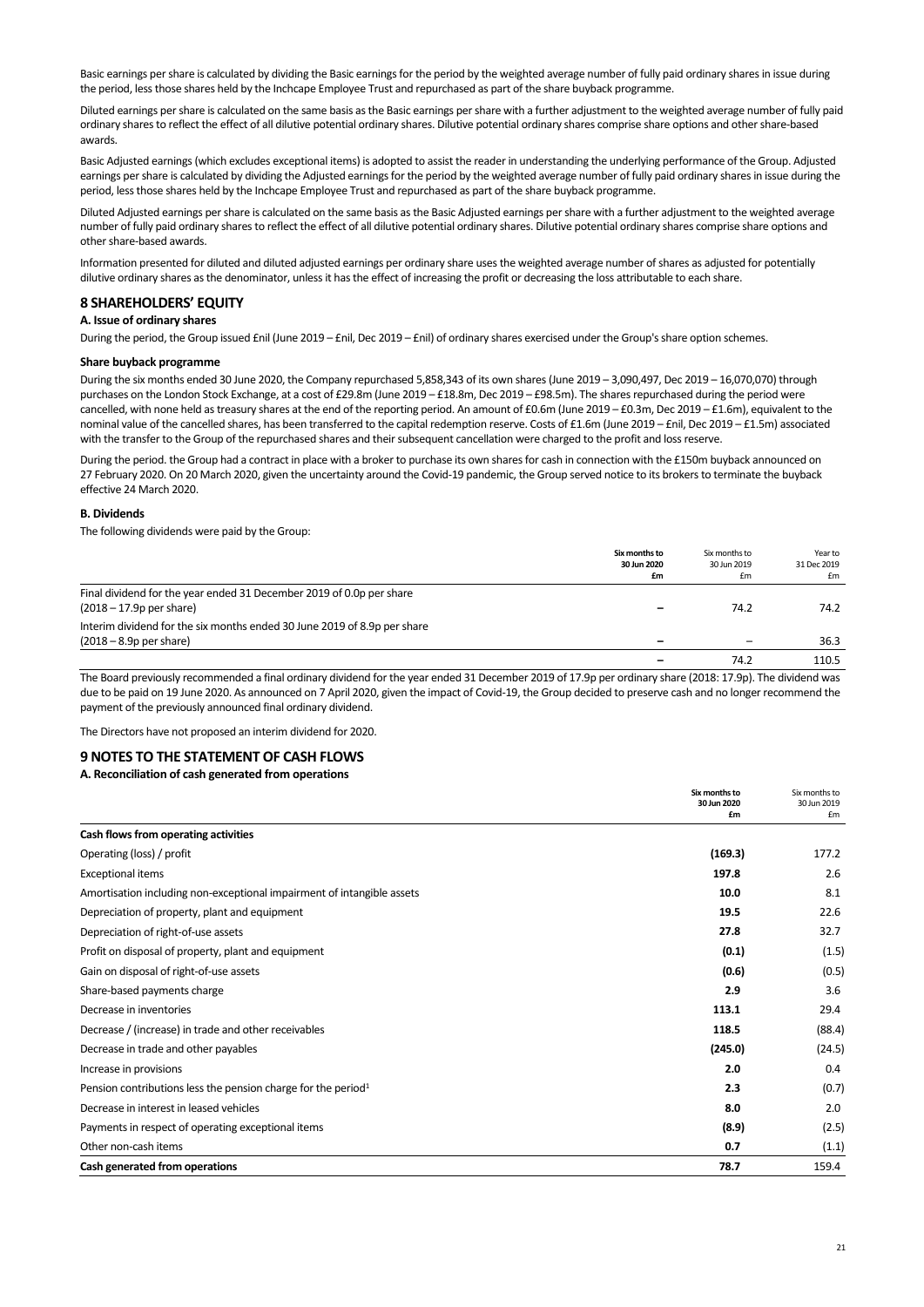Basic earnings per share is calculated by dividing the Basic earnings for the period by the weighted average number of fully paid ordinary shares in issue during the period, less those shares held by the Inchcape Employee Trust and repurchased as part of the share buyback programme.

Diluted earnings per share is calculated on the same basis as the Basic earnings per share with a further adjustment to the weighted average number of fully paid ordinary shares to reflect the effect of all dilutive potential ordinary shares. Dilutive potential ordinary shares comprise share options and other share-based awards.

Basic Adjusted earnings (which excludes exceptional items) is adopted to assist the reader in understanding the underlying performance of the Group. Adjusted earnings per share is calculated by dividing the Adjusted earnings for the period by the weighted average number of fully paid ordinary shares in issue during the period, less those shares held by the Inchcape Employee Trust and repurchased as part of the share buyback programme.

Diluted Adjusted earnings per share is calculated on the same basis as the Basic Adjusted earnings per share with a further adjustment to the weighted average number of fully paid ordinary shares to reflect the effect of all dilutive potential ordinary shares. Dilutive potential ordinary shares comprise share options and other share-based awards.

Information presented for diluted and diluted adjusted earnings per ordinary share uses the weighted average number of shares as adjusted for potentially dilutive ordinary shares as the denominator, unless it has the effect of increasing the profit or decreasing the loss attributable to each share.

## 8 SHAREHOLDERS' EQUITY

### A. Issue of ordinary shares

During the period, the Group issued £nil (June 2019 – £nil, Dec 2019 – £nil) of ordinary shares exercised under the Group's share option schemes.

### Share buyback programme

During the six months ended 30 June 2020, the Company repurchased 5,858,343 of its own shares (June 2019 – 3,090,497, Dec 2019 – 16,070,070) through purchases on the London Stock Exchange, at a cost of £29.8m (June 2019 – £18.8m, Dec 2019 – £98.5m). The shares repurchased during the period were cancelled, with none held as treasury shares at the end of the reporting period. An amount of £0.6m (June 2019 – £0.3m, Dec 2019 – £1.6m), equivalent to the nominal value of the cancelled shares, has been transferred to the capital redemption reserve. Costs of £1.6m (June 2019 – £nil, Dec 2019 – £1.5m) associated with the transfer to the Group of the repurchased shares and their subsequent cancellation were charged to the profit and loss reserve.

During the period. the Group had a contract in place with a broker to purchase its own shares for cash in connection with the £150m buyback announced on 27 February 2020. On 20 March 2020, given the uncertainty around the Covid-19 pandemic, the Group served notice to its brokers to terminate the buyback effective 24 March 2020.

### B. Dividends

The following dividends were paid by the Group:

| | **Six months to 30 Jun 2020 £m** | Six months to 30 Jun 2019 £m | Year to 31 Dec 2019 £m |
|---|---|---|---|
| Final dividend for the year ended 31 December 2019 of 0.0p per share (2018 – 17.9p per share) | **–** | 74.2 | 74.2 |
| Interim dividend for the six months ended 30 June 2019 of 8.9p per share (2018 – 8.9p per share) | **–** | – | 36.3 |
| | **–** | 74.2 | 110.5 |

The Board previously recommended a final ordinary dividend for the year ended 31 December 2019 of 17.9p per ordinary share (2018: 17.9p). The dividend was due to be paid on 19 June 2020. As announced on 7 April 2020, given the impact of Covid-19, the Group decided to preserve cash and no longer recommend the payment of the previously announced final ordinary dividend.

The Directors have not proposed an interim dividend for 2020.

## 9 NOTES TO THE STATEMENT OF CASH FLOWS

### A. Reconciliation of cash generated from operations

| | **Six months to 30 Jun 2020 £m** | Six months to 30 Jun 2019 £m |
|---|---|---|
| **Cash flows from operating activities** | | |
| Operating (loss) / profit | **(169.3)** | 177.2 |
| Exceptional items | **197.8** | 2.6 |
| Amortisation including non-exceptional impairment of intangible assets | **10.0** | 8.1 |
| Depreciation of property, plant and equipment | **19.5** | 22.6 |
| Depreciation of right-of-use assets | **27.8** | 32.7 |
| Profit on disposal of property, plant and equipment | **(0.1)** | (1.5) |
| Gain on disposal of right-of-use assets | **(0.6)** | (0.5) |
| Share-based payments charge | **2.9** | 3.6 |
| Decrease in inventories | **113.1** | 29.4 |
| Decrease / (increase) in trade and other receivables | **118.5** | (88.4) |
| Decrease in trade and other payables | **(245.0)** | (24.5) |
| Increase in provisions | **2.0** | 0.4 |
| Pension contributions less the pension charge for the period[1] | **2.3** | (0.7) |
| Decrease in interest in leased vehicles | **8.0** | 2.0 |
| Payments in respect of operating exceptional items | **(8.9)** | (2.5) |
| Other non-cash items | **0.7** | (1.1) |
| **Cash generated from operations** | **78.7** | 159.4 |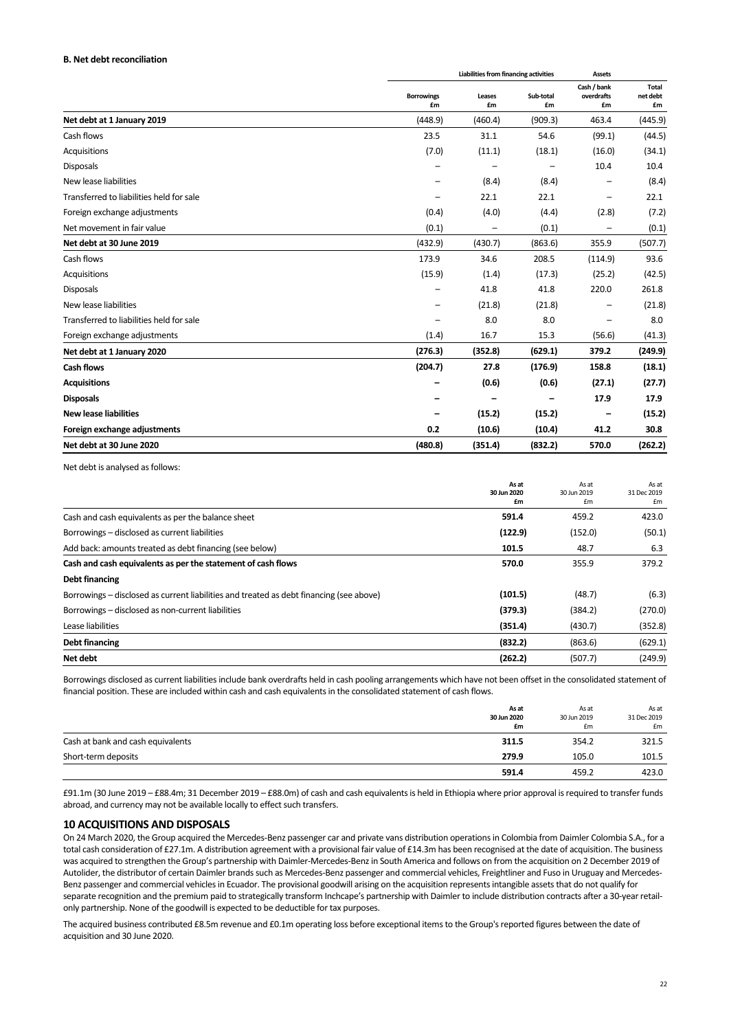**B. Net debt reconciliation**

| | Liabilities from financing activities | | | Assets | |
|---|---|---|---|---|---|
| | Borrowings £m | Leases £m | Sub-total £m | Cash / bank overdrafts £m | Total net debt £m |
| **Net debt at 1 January 2019** | (448.9) | (460.4) | (909.3) | 463.4 | (445.9) |
| Cash flows | 23.5 | 31.1 | 54.6 | (99.1) | (44.5) |
| Acquisitions | (7.0) | (11.1) | (18.1) | (16.0) | (34.1) |
| Disposals | – | – | – | 10.4 | 10.4 |
| New lease liabilities | – | (8.4) | (8.4) | – | (8.4) |
| Transferred to liabilities held for sale | – | 22.1 | 22.1 | – | 22.1 |
| Foreign exchange adjustments | (0.4) | (4.0) | (4.4) | (2.8) | (7.2) |
| Net movement in fair value | (0.1) | – | (0.1) | – | (0.1) |
| **Net debt at 30 June 2019** | (432.9) | (430.7) | (863.6) | 355.9 | (507.7) |
| Cash flows | 173.9 | 34.6 | 208.5 | (114.9) | 93.6 |
| Acquisitions | (15.9) | (1.4) | (17.3) | (25.2) | (42.5) |
| Disposals | – | 41.8 | 41.8 | 220.0 | 261.8 |
| New lease liabilities | – | (21.8) | (21.8) | – | (21.8) |
| Transferred to liabilities held for sale | – | 8.0 | 8.0 | – | 8.0 |
| Foreign exchange adjustments | (1.4) | 16.7 | 15.3 | (56.6) | (41.3) |
| **Net debt at 1 January 2020** | **(276.3)** | **(352.8)** | **(629.1)** | **379.2** | **(249.9)** |
| **Cash flows** | **(204.7)** | **27.8** | **(176.9)** | **158.8** | **(18.1)** |
| **Acquisitions** | **–** | **(0.6)** | **(0.6)** | **(27.1)** | **(27.7)** |
| **Disposals** | **–** | **–** | **–** | **17.9** | **17.9** |
| **New lease liabilities** | **–** | **(15.2)** | **(15.2)** | **–** | **(15.2)** |
| **Foreign exchange adjustments** | **0.2** | **(10.6)** | **(10.4)** | **41.2** | **30.8** |
| **Net debt at 30 June 2020** | **(480.8)** | **(351.4)** | **(832.2)** | **570.0** | **(262.2)** |

Net debt is analysed as follows:

| | As at 30 Jun 2020 £m | As at 30 Jun 2019 £m | As at 31 Dec 2019 £m |
|---|---|---|---|
| Cash and cash equivalents as per the balance sheet | **591.4** | 459.2 | 423.0 |
| Borrowings – disclosed as current liabilities | **(122.9)** | (152.0) | (50.1) |
| Add back: amounts treated as debt financing (see below) | **101.5** | 48.7 | 6.3 |
| **Cash and cash equivalents as per the statement of cash flows** | **570.0** | **355.9** | **379.2** |
| **Debt financing** | | | |
| Borrowings – disclosed as current liabilities and treated as debt financing (see above) | **(101.5)** | (48.7) | (6.3) |
| Borrowings – disclosed as non-current liabilities | **(379.3)** | (384.2) | (270.0) |
| Lease liabilities | **(351.4)** | (430.7) | (352.8) |
| **Debt financing** | **(832.2)** | **(863.6)** | **(629.1)** |
| **Net debt** | **(262.2)** | **(507.7)** | **(249.9)** |

Borrowings disclosed as current liabilities include bank overdrafts held in cash pooling arrangements which have not been offset in the consolidated statement of financial position. These are included within cash and cash equivalents in the consolidated statement of cash flows.

| | As at 30 Jun 2020 £m | As at 30 Jun 2019 £m | As at 31 Dec 2019 £m |
|---|---|---|---|
| Cash at bank and cash equivalents | **311.5** | 354.2 | 321.5 |
| Short-term deposits | **279.9** | 105.0 | 101.5 |
| | **591.4** | 459.2 | 423.0 |

£91.1m (30 June 2019 – £88.4m; 31 December 2019 – £88.0m) of cash and cash equivalents is held in Ethiopia where prior approval is required to transfer funds abroad, and currency may not be available locally to effect such transfers.

## 10 ACQUISITIONS AND DISPOSALS

On 24 March 2020, the Group acquired the Mercedes-Benz passenger car and private vans distribution operations in Colombia from Daimler Colombia S.A., for a total cash consideration of £27.1m. A distribution agreement with a provisional fair value of £14.3m has been recognised at the date of acquisition. The business was acquired to strengthen the Group's partnership with Daimler-Mercedes-Benz in South America and follows on from the acquisition on 2 December 2019 of Autolider, the distributor of certain Daimler brands such as Mercedes-Benz passenger and commercial vehicles, Freightliner and Fuso in Uruguay and Mercedes-Benz passenger and commercial vehicles in Ecuador. The provisional goodwill arising on the acquisition represents intangible assets that do not qualify for separate recognition and the premium paid to strategically transform Inchcape's partnership with Daimler to include distribution contracts after a 30-year retail-only partnership. None of the goodwill is expected to be deductible for tax purposes.

The acquired business contributed £8.5m revenue and £0.1m operating loss before exceptional items to the Group's reported figures between the date of acquisition and 30 June 2020.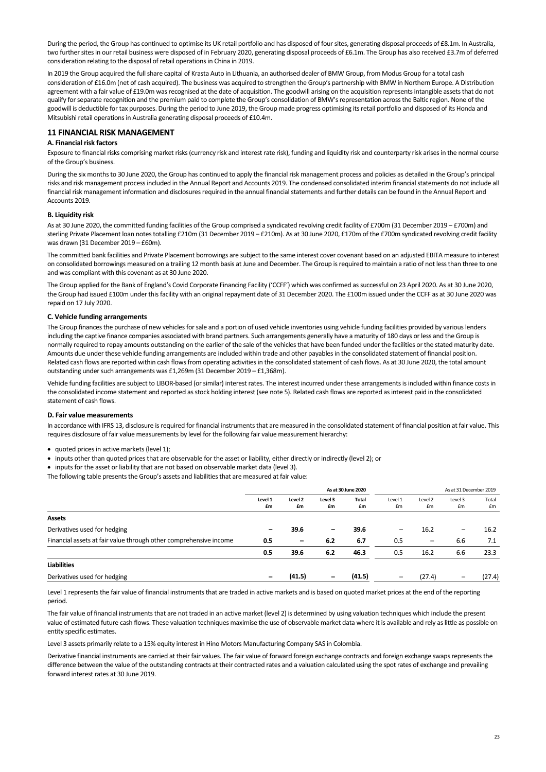During the period, the Group has continued to optimise its UK retail portfolio and has disposed of four sites, generating disposal proceeds of £8.1m. In Australia, two further sites in our retail business were disposed of in February 2020, generating disposal proceeds of £6.1m. The Group has also received £3.7m of deferred consideration relating to the disposal of retail operations in China in 2019.

In 2019 the Group acquired the full share capital of Krasta Auto in Lithuania, an authorised dealer of BMW Group, from Modus Group for a total cash consideration of £16.0m (net of cash acquired). The business was acquired to strengthen the Group's partnership with BMW in Northern Europe. A Distribution agreement with a fair value of £19.0m was recognised at the date of acquisition. The goodwill arising on the acquisition represents intangible assets that do not qualify for separate recognition and the premium paid to complete the Group's consolidation of BMW's representation across the Baltic region. None of the goodwill is deductible for tax purposes. During the period to June 2019, the Group made progress optimising its retail portfolio and disposed of its Honda and Mitsubishi retail operations in Australia generating disposal proceeds of £10.4m.

## 11 FINANCIAL RISK MANAGEMENT

### A. Financial risk factors

Exposure to financial risks comprising market risks (currency risk and interest rate risk), funding and liquidity risk and counterparty risk arises in the normal course of the Group's business.

During the six months to 30 June 2020, the Group has continued to apply the financial risk management process and policies as detailed in the Group's principal risks and risk management process included in the Annual Report and Accounts 2019. The condensed consolidated interim financial statements do not include all financial risk management information and disclosures required in the annual financial statements and further details can be found in the Annual Report and Accounts 2019.

### B. Liquidity risk

As at 30 June 2020, the committed funding facilities of the Group comprised a syndicated revolving credit facility of £700m (31 December 2019 – £700m) and sterling Private Placement loan notes totalling £210m (31 December 2019 – £210m). As at 30 June 2020, £170m of the £700m syndicated revolving credit facility was drawn (31 December 2019 – £60m).

The committed bank facilities and Private Placement borrowings are subject to the same interest cover covenant based on an adjusted EBITA measure to interest on consolidated borrowings measured on a trailing 12 month basis at June and December. The Group is required to maintain a ratio of not less than three to one and was compliant with this covenant as at 30 June 2020.

The Group applied for the Bank of England's Covid Corporate Financing Facility ('CCFF') which was confirmed as successful on 23 April 2020. As at 30 June 2020, the Group had issued £100m under this facility with an original repayment date of 31 December 2020. The £100m issued under the CCFF as at 30 June 2020 was repaid on 17 July 2020.

### C. Vehicle funding arrangements

The Group finances the purchase of new vehicles for sale and a portion of used vehicle inventories using vehicle funding facilities provided by various lenders including the captive finance companies associated with brand partners. Such arrangements generally have a maturity of 180 days or less and the Group is normally required to repay amounts outstanding on the earlier of the sale of the vehicles that have been funded under the facilities or the stated maturity date. Amounts due under these vehicle funding arrangements are included within trade and other payables in the consolidated statement of financial position. Related cash flows are reported within cash flows from operating activities in the consolidated statement of cash flows. As at 30 June 2020, the total amount outstanding under such arrangements was £1,269m (31 December 2019 – £1,368m).

Vehicle funding facilities are subject to LIBOR-based (or similar) interest rates. The interest incurred under these arrangements is included within finance costs in the consolidated income statement and reported as stock holding interest (see note 5). Related cash flows are reported as interest paid in the consolidated statement of cash flows.

### D. Fair value measurements

In accordance with IFRS 13, disclosure is required for financial instruments that are measured in the consolidated statement of financial position at fair value. This requires disclosure of fair value measurements by level for the following fair value measurement hierarchy:

- quoted prices in active markets (level 1);
- inputs other than quoted prices that are observable for the asset or liability, either directly or indirectly (level 2); or
- inputs for the asset or liability that are not based on observable market data (level 3).

The following table presents the Group's assets and liabilities that are measured at fair value:

| | **As at 30 June 2020** | | | | As at 31 December 2019 | | | |
|---|---|---|---|---|---|---|---|---|
| | **Level 1 £m** | **Level 2 £m** | **Level 3 £m** | **Total £m** | Level 1 £m | Level 2 £m | Level 3 £m | Total £m |
| **Assets** | | | | | | | | |
| Derivatives used for hedging | **–** | **39.6** | **–** | **39.6** | – | 16.2 | – | 16.2 |
| Financial assets at fair value through other comprehensive income | **0.5** | **–** | **6.2** | **6.7** | 0.5 | – | 6.6 | 7.1 |
| | **0.5** | **39.6** | **6.2** | **46.3** | 0.5 | 16.2 | 6.6 | 23.3 |
| **Liabilities** | | | | | | | | |
| Derivatives used for hedging | **–** | **(41.5)** | **–** | **(41.5)** | – | (27.4) | – | (27.4) |

Level 1 represents the fair value of financial instruments that are traded in active markets and is based on quoted market prices at the end of the reporting period.

The fair value of financial instruments that are not traded in an active market (level 2) is determined by using valuation techniques which include the present value of estimated future cash flows. These valuation techniques maximise the use of observable market data where it is available and rely as little as possible on entity specific estimates.

Level 3 assets primarily relate to a 15% equity interest in Hino Motors Manufacturing Company SAS in Colombia.

Derivative financial instruments are carried at their fair values. The fair value of forward foreign exchange contracts and foreign exchange swaps represents the difference between the value of the outstanding contracts at their contracted rates and a valuation calculated using the spot rates of exchange and prevailing forward interest rates at 30 June 2019.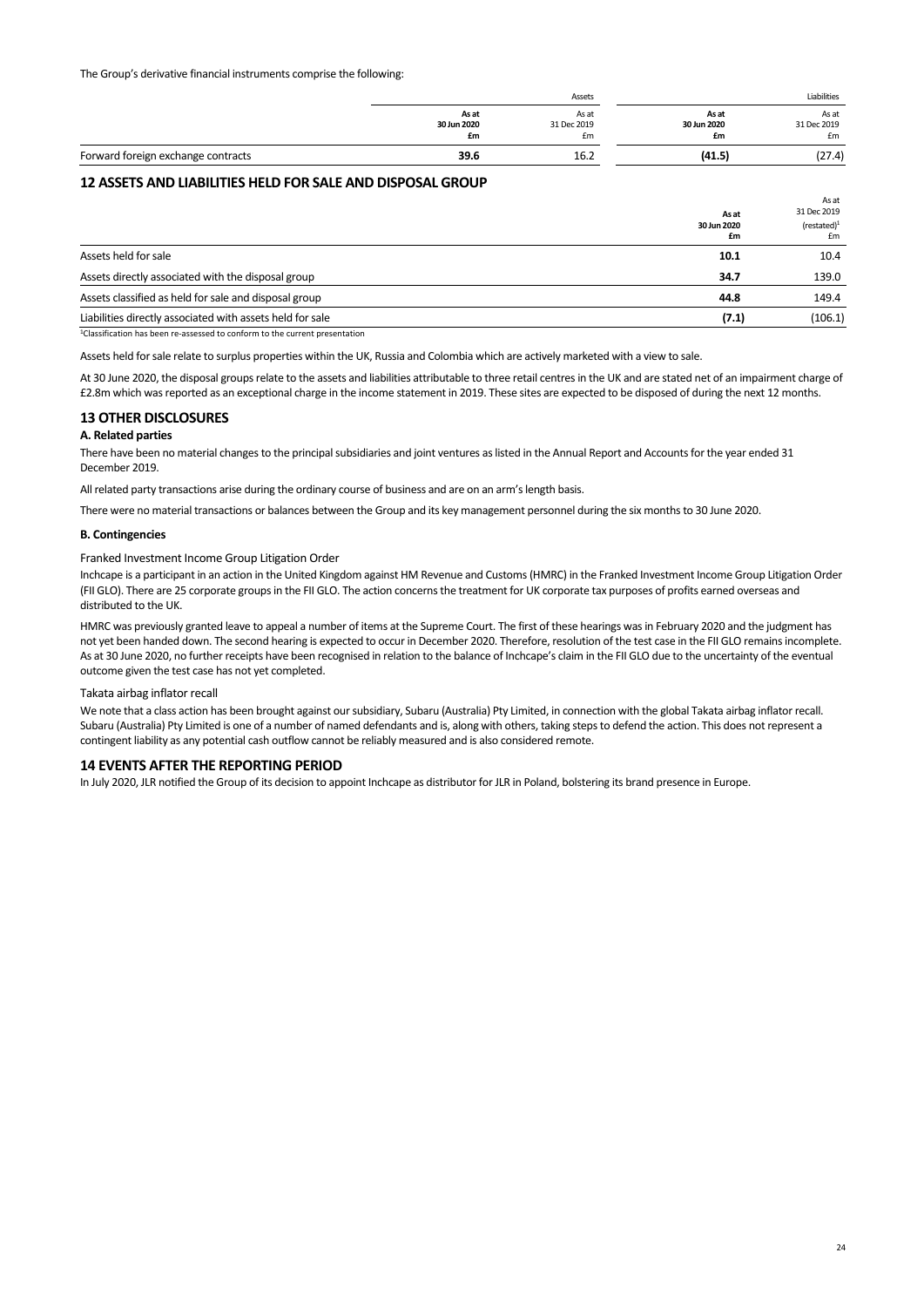The Group's derivative financial instruments comprise the following:

| | Assets | | Liabilities | |
|---|---|---|---|---|
| | **As at 30 Jun 2020 £m** | As at 31 Dec 2019 £m | **As at 30 Jun 2020 £m** | As at 31 Dec 2019 £m |
| Forward foreign exchange contracts | **39.6** | 16.2 | **(41.5)** | (27.4) |

## 12 ASSETS AND LIABILITIES HELD FOR SALE AND DISPOSAL GROUP

| | **As at 30 Jun 2020 £m** | As at 31 Dec 2019 (restated)[1] £m |
|---|---|---|
| Assets held for sale | **10.1** | 10.4 |
| Assets directly associated with the disposal group | **34.7** | 139.0 |
| Assets classified as held for sale and disposal group | **44.8** | 149.4 |
| Liabilities directly associated with assets held for sale | **(7.1)** | (106.1) |

[1]Classification has been re-assessed to conform to the current presentation

Assets held for sale relate to surplus properties within the UK, Russia and Colombia which are actively marketed with a view to sale.

At 30 June 2020, the disposal groups relate to the assets and liabilities attributable to three retail centres in the UK and are stated net of an impairment charge of £2.8m which was reported as an exceptional charge in the income statement in 2019. These sites are expected to be disposed of during the next 12 months.

## 13 OTHER DISCLOSURES

### A. Related parties

There have been no material changes to the principal subsidiaries and joint ventures as listed in the Annual Report and Accounts for the year ended 31 December 2019.

All related party transactions arise during the ordinary course of business and are on an arm's length basis.

There were no material transactions or balances between the Group and its key management personnel during the six months to 30 June 2020.

### B. Contingencies

Franked Investment Income Group Litigation Order

Inchcape is a participant in an action in the United Kingdom against HM Revenue and Customs (HMRC) in the Franked Investment Income Group Litigation Order (FII GLO). There are 25 corporate groups in the FII GLO. The action concerns the treatment for UK corporate tax purposes of profits earned overseas and distributed to the UK.

HMRC was previously granted leave to appeal a number of items at the Supreme Court. The first of these hearings was in February 2020 and the judgment has not yet been handed down. The second hearing is expected to occur in December 2020. Therefore, resolution of the test case in the FII GLO remains incomplete. As at 30 June 2020, no further receipts have been recognised in relation to the balance of Inchcape's claim in the FII GLO due to the uncertainty of the eventual outcome given the test case has not yet completed.

Takata airbag inflator recall

We note that a class action has been brought against our subsidiary, Subaru (Australia) Pty Limited, in connection with the global Takata airbag inflator recall. Subaru (Australia) Pty Limited is one of a number of named defendants and is, along with others, taking steps to defend the action. This does not represent a contingent liability as any potential cash outflow cannot be reliably measured and is also considered remote.

## 14 EVENTS AFTER THE REPORTING PERIOD

In July 2020, JLR notified the Group of its decision to appoint Inchcape as distributor for JLR in Poland, bolstering its brand presence in Europe.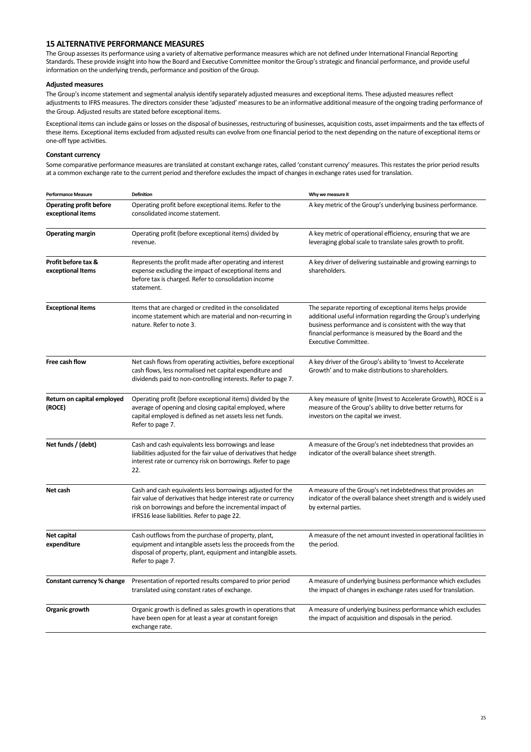## 15 ALTERNATIVE PERFORMANCE MEASURES

The Group assesses its performance using a variety of alternative performance measures which are not defined under International Financial Reporting Standards. These provide insight into how the Board and Executive Committee monitor the Group's strategic and financial performance, and provide useful information on the underlying trends, performance and position of the Group.

### Adjusted measures

The Group's income statement and segmental analysis identify separately adjusted measures and exceptional items. These adjusted measures reflect adjustments to IFRS measures. The directors consider these 'adjusted' measures to be an informative additional measure of the ongoing trading performance of the Group. Adjusted results are stated before exceptional items.

Exceptional items can include gains or losses on the disposal of businesses, restructuring of businesses, acquisition costs, asset impairments and the tax effects of these items. Exceptional items excluded from adjusted results can evolve from one financial period to the next depending on the nature of exceptional items or one-off type activities.

### Constant currency

Some comparative performance measures are translated at constant exchange rates, called 'constant currency' measures. This restates the prior period results at a common exchange rate to the current period and therefore excludes the impact of changes in exchange rates used for translation.

| Performance Measure | Definition | Why we measure it |
|---|---|---|
| **Operating profit before exceptional items** | Operating profit before exceptional items. Refer to the consolidated income statement. | A key metric of the Group's underlying business performance. |
| **Operating margin** | Operating profit (before exceptional items) divided by revenue. | A key metric of operational efficiency, ensuring that we are leveraging global scale to translate sales growth to profit. |
| **Profit before tax & exceptional Items** | Represents the profit made after operating and interest expense excluding the impact of exceptional items and before tax is charged. Refer to consolidation income statement. | A key driver of delivering sustainable and growing earnings to shareholders. |
| **Exceptional items** | Items that are charged or credited in the consolidated income statement which are material and non-recurring in nature. Refer to note 3. | The separate reporting of exceptional items helps provide additional useful information regarding the Group's underlying business performance and is consistent with the way that financial performance is measured by the Board and the Executive Committee. |
| **Free cash flow** | Net cash flows from operating activities, before exceptional cash flows, less normalised net capital expenditure and dividends paid to non-controlling interests. Refer to page 7. | A key driver of the Group's ability to 'Invest to Accelerate Growth' and to make distributions to shareholders. |
| **Return on capital employed (ROCE)** | Operating profit (before exceptional items) divided by the average of opening and closing capital employed, where capital employed is defined as net assets less net funds. Refer to page 7. | A key measure of Ignite (Invest to Accelerate Growth), ROCE is a measure of the Group's ability to drive better returns for investors on the capital we invest. |
| **Net funds / (debt)** | Cash and cash equivalents less borrowings and lease liabilities adjusted for the fair value of derivatives that hedge interest rate or currency risk on borrowings. Refer to page 22. | A measure of the Group's net indebtedness that provides an indicator of the overall balance sheet strength. |
| **Net cash** | Cash and cash equivalents less borrowings adjusted for the fair value of derivatives that hedge interest rate or currency risk on borrowings and before the incremental impact of IFRS16 lease liabilities. Refer to page 22. | A measure of the Group's net indebtedness that provides an indicator of the overall balance sheet strength and is widely used by external parties. |
| **Net capital expenditure** | Cash outflows from the purchase of property, plant, equipment and intangible assets less the proceeds from the disposal of property, plant, equipment and intangible assets. Refer to page 7. | A measure of the net amount invested in operational facilities in the period. |
| **Constant currency % change** | Presentation of reported results compared to prior period translated using constant rates of exchange. | A measure of underlying business performance which excludes the impact of changes in exchange rates used for translation. |
| **Organic growth** | Organic growth is defined as sales growth in operations that have been open for at least a year at constant foreign exchange rate. | A measure of underlying business performance which excludes the impact of acquisition and disposals in the period. |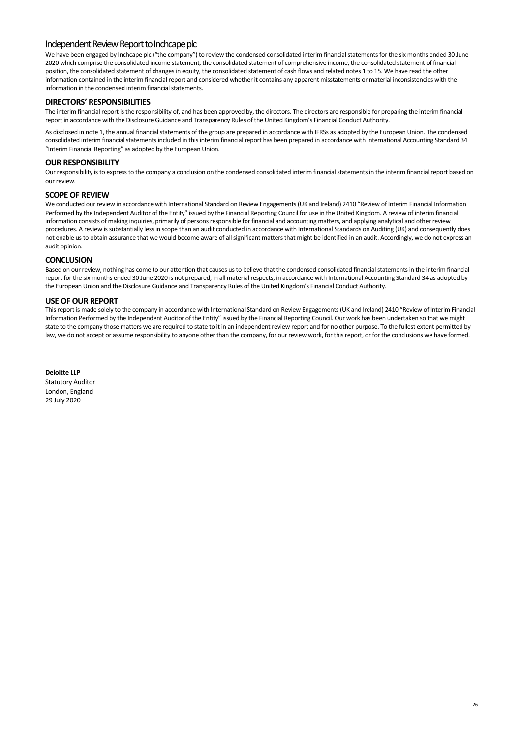# Independent Review Report to Inchcape plc

We have been engaged by Inchcape plc ("the company") to review the condensed consolidated interim financial statements for the six months ended 30 June 2020 which comprise the consolidated income statement, the consolidated statement of comprehensive income, the consolidated statement of financial position, the consolidated statement of changes in equity, the consolidated statement of cash flows and related notes 1 to 15. We have read the other information contained in the interim financial report and considered whether it contains any apparent misstatements or material inconsistencies with the information in the condensed interim financial statements.

## DIRECTORS' RESPONSIBILITIES

The interim financial report is the responsibility of, and has been approved by, the directors. The directors are responsible for preparing the interim financial report in accordance with the Disclosure Guidance and Transparency Rules of the United Kingdom's Financial Conduct Authority.

As disclosed in note 1, the annual financial statements of the group are prepared in accordance with IFRSs as adopted by the European Union. The condensed consolidated interim financial statements included in this interim financial report has been prepared in accordance with International Accounting Standard 34 "Interim Financial Reporting" as adopted by the European Union.

## OUR RESPONSIBILITY

Our responsibility is to express to the company a conclusion on the condensed consolidated interim financial statements in the interim financial report based on our review.

## SCOPE OF REVIEW

We conducted our review in accordance with International Standard on Review Engagements (UK and Ireland) 2410 "Review of Interim Financial Information Performed by the Independent Auditor of the Entity" issued by the Financial Reporting Council for use in the United Kingdom. A review of interim financial information consists of making inquiries, primarily of persons responsible for financial and accounting matters, and applying analytical and other review procedures. A review is substantially less in scope than an audit conducted in accordance with International Standards on Auditing (UK) and consequently does not enable us to obtain assurance that we would become aware of all significant matters that might be identified in an audit. Accordingly, we do not express an audit opinion.

## CONCLUSION

Based on our review, nothing has come to our attention that causes us to believe that the condensed consolidated financial statements in the interim financial report for the six months ended 30 June 2020 is not prepared, in all material respects, in accordance with International Accounting Standard 34 as adopted by the European Union and the Disclosure Guidance and Transparency Rules of the United Kingdom's Financial Conduct Authority.

## USE OF OUR REPORT

This report is made solely to the company in accordance with International Standard on Review Engagements (UK and Ireland) 2410 "Review of Interim Financial Information Performed by the Independent Auditor of the Entity" issued by the Financial Reporting Council. Our work has been undertaken so that we might state to the company those matters we are required to state to it in an independent review report and for no other purpose. To the fullest extent permitted by law, we do not accept or assume responsibility to anyone other than the company, for our review work, for this report, or for the conclusions we have formed.

**Deloitte LLP**
Statutory Auditor
London, England
29 July 2020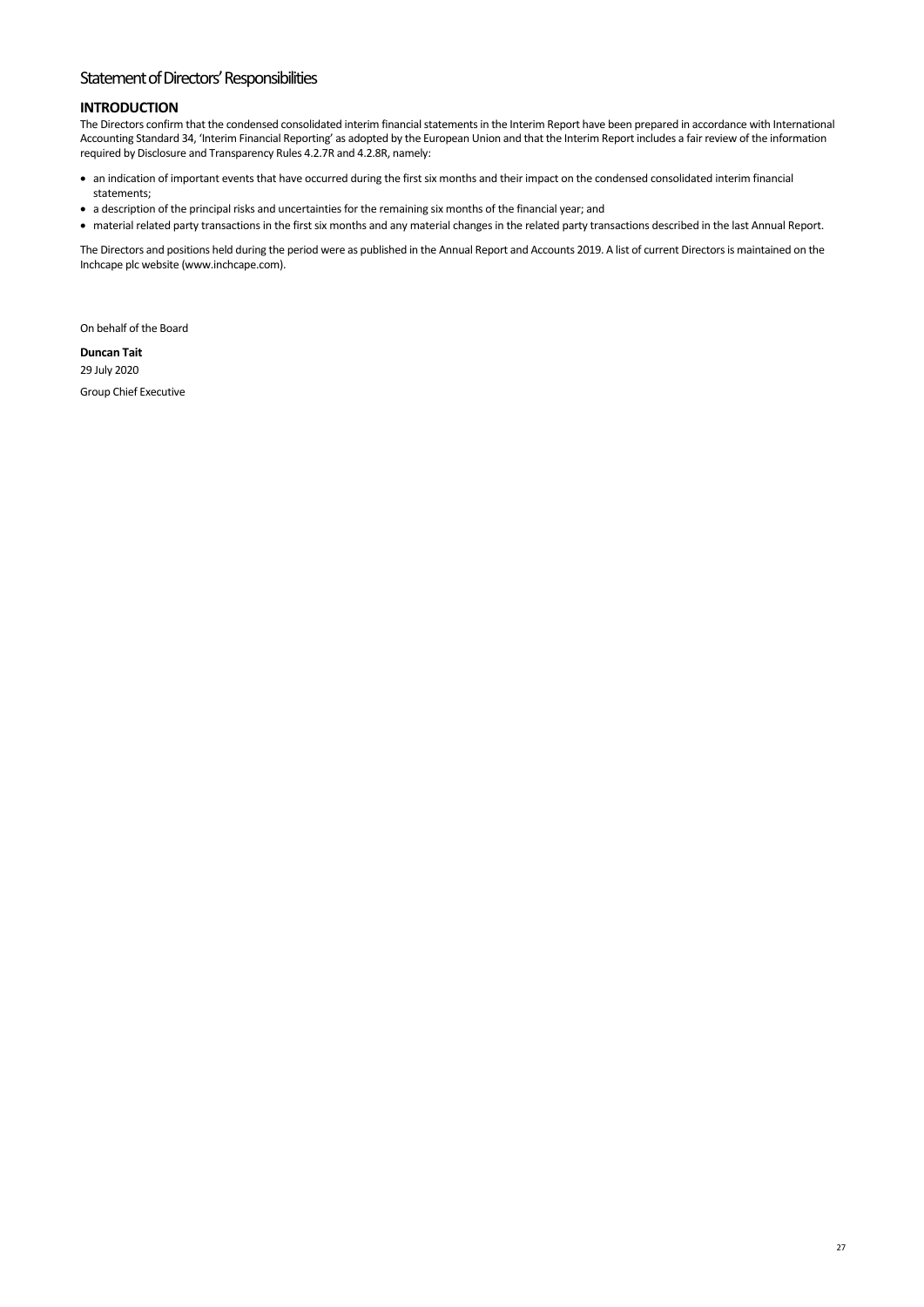# Statement of Directors' Responsibilities

## INTRODUCTION

The Directors confirm that the condensed consolidated interim financial statements in the Interim Report have been prepared in accordance with International Accounting Standard 34, 'Interim Financial Reporting' as adopted by the European Union and that the Interim Report includes a fair review of the information required by Disclosure and Transparency Rules 4.2.7R and 4.2.8R, namely:

- an indication of important events that have occurred during the first six months and their impact on the condensed consolidated interim financial statements;
- a description of the principal risks and uncertainties for the remaining six months of the financial year; and
- material related party transactions in the first six months and any material changes in the related party transactions described in the last Annual Report.

The Directors and positions held during the period were as published in the Annual Report and Accounts 2019. A list of current Directors is maintained on the Inchcape plc website (www.inchcape.com).

On behalf of the Board

**Duncan Tait**

29 July 2020

Group Chief Executive